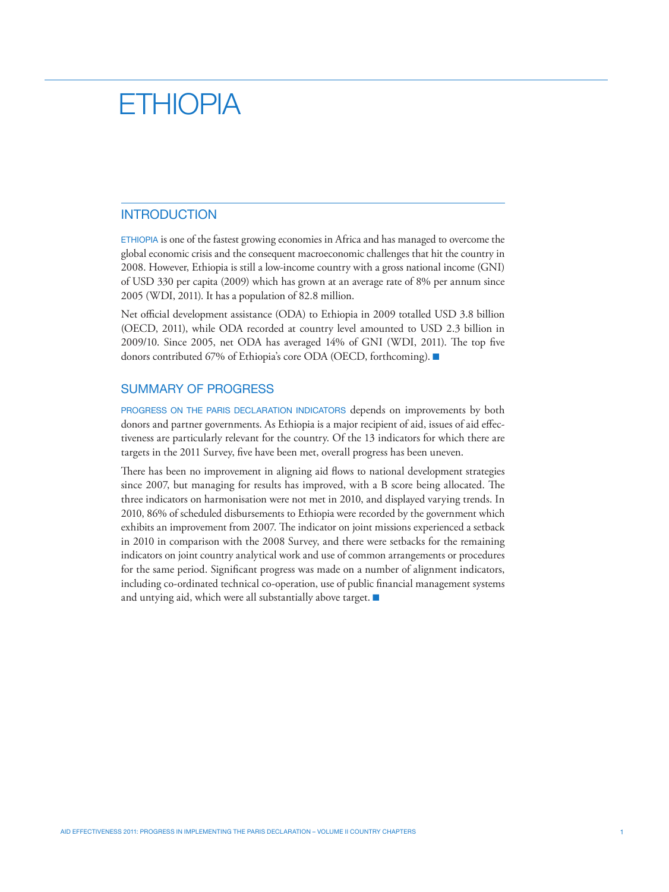# ETHIOPIA

## INTRODUCTION

ETHIOPIA is one of the fastest growing economies in Africa and has managed to overcome the global economic crisis and the consequent macroeconomic challenges that hit the country in 2008. However, Ethiopia is still a low-income country with a gross national income (GNI) of USD 330 per capita (2009) which has grown at an average rate of 8% per annum since 2005 (WDI, 2011). It has a population of 82.8 million.

Net official development assistance (ODA) to Ethiopia in 2009 totalled USD 3.8 billion (OECD, 2011), while ODA recorded at country level amounted to USD 2.3 billion in 2009/10. Since 2005, net ODA has averaged 14% of GNI (WDI, 2011). The top five donors contributed 67% of Ethiopia's core ODA (OECD, forthcoming). ■

## SUMMARY OF PROGRESS

PROGRESS ON THE PARIS DECLARATION INDICATORS depends on improvements by both donors and partner governments. As Ethiopia is a major recipient of aid, issues of aid effectiveness are particularly relevant for the country. Of the 13 indicators for which there are targets in the 2011 Survey, five have been met, overall progress has been uneven.

There has been no improvement in aligning aid flows to national development strategies since 2007, but managing for results has improved, with a B score being allocated. The three indicators on harmonisation were not met in 2010, and displayed varying trends. In 2010, 86% of scheduled disbursements to Ethiopia were recorded by the government which exhibits an improvement from 2007. The indicator on joint missions experienced a setback in 2010 in comparison with the 2008 Survey, and there were setbacks for the remaining indicators on joint country analytical work and use of common arrangements or procedures for the same period. Significant progress was made on a number of alignment indicators, including co-ordinated technical co-operation, use of public financial management systems and untying aid, which were all substantially above target. ■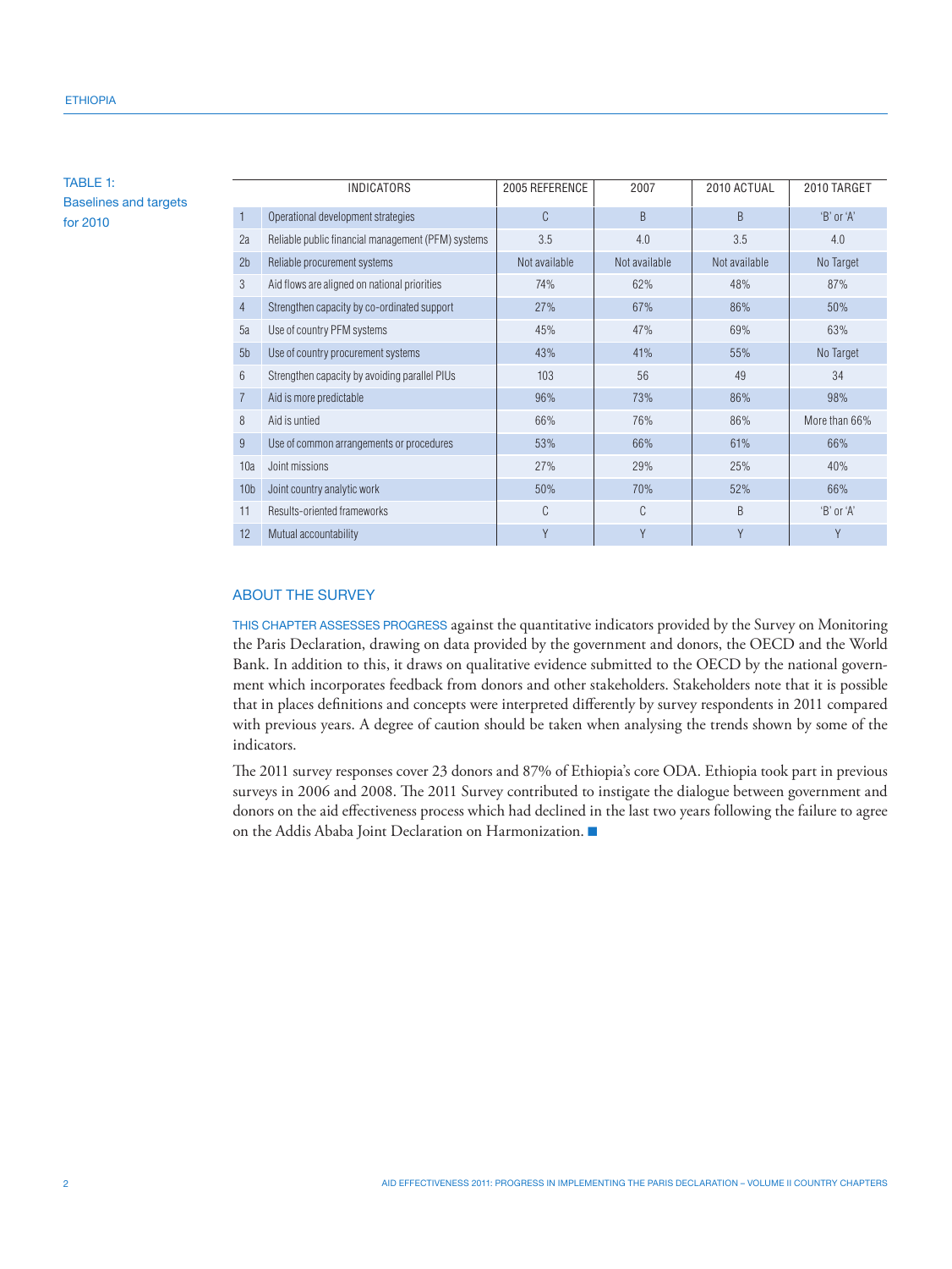TABLE 1: Baselines and targets for 2010

| | INDICATORS | 2005 REFERENCE | 2007 | 2010 ACTUAL | 2010 TARGET |
|---|---|---|---|---|---|
| 1 | Operational development strategies | C | B | B | 'B' or 'A' |
| 2a | Reliable public financial management (PFM) systems | 3.5 | 4.0 | 3.5 | 4.0 |
| 2b | Reliable procurement systems | Not available | Not available | Not available | No Target |
| 3 | Aid flows are aligned on national priorities | 74% | 62% | 48% | 87% |
| 4 | Strengthen capacity by co-ordinated support | 27% | 67% | 86% | 50% |
| 5a | Use of country PFM systems | 45% | 47% | 69% | 63% |
| 5b | Use of country procurement systems | 43% | 41% | 55% | No Target |
| 6 | Strengthen capacity by avoiding parallel PIUs | 103 | 56 | 49 | 34 |
| 7 | Aid is more predictable | 96% | 73% | 86% | 98% |
| 8 | Aid is untied | 66% | 76% | 86% | More than 66% |
| 9 | Use of common arrangements or procedures | 53% | 66% | 61% | 66% |
| 10a | Joint missions | 27% | 29% | 25% | 40% |
| 10b | Joint country analytic work | 50% | 70% | 52% | 66% |
| 11 | Results-oriented frameworks | C | C | B | 'B' or 'A' |
| 12 | Mutual accountability | Y | Y | Y | Y |

## ABOUT THE SURVEY

THIS CHAPTER ASSESSES PROGRESS against the quantitative indicators provided by the Survey on Monitoring the Paris Declaration, drawing on data provided by the government and donors, the OECD and the World Bank. In addition to this, it draws on qualitative evidence submitted to the OECD by the national government which incorporates feedback from donors and other stakeholders. Stakeholders note that it is possible that in places definitions and concepts were interpreted differently by survey respondents in 2011 compared with previous years. A degree of caution should be taken when analysing the trends shown by some of the indicators.

The 2011 survey responses cover 23 donors and 87% of Ethiopia's core ODA. Ethiopia took part in previous surveys in 2006 and 2008. The 2011 Survey contributed to instigate the dialogue between government and donors on the aid effectiveness process which had declined in the last two years following the failure to agree on the Addis Ababa Joint Declaration on Harmonization. ■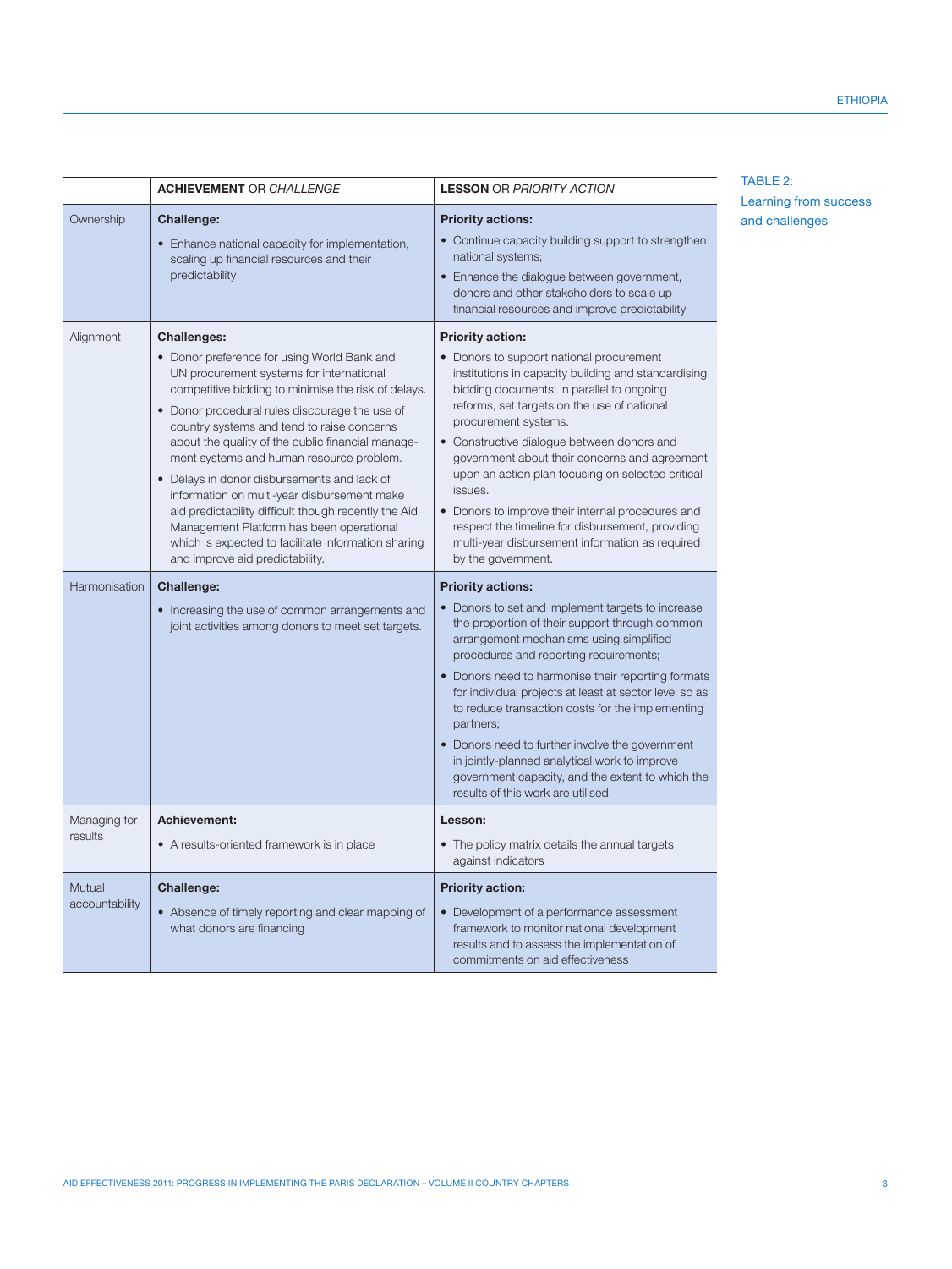TABLE 2: Learning from success and challenges

|  | **ACHIEVEMENT** OR *CHALLENGE* | **LESSON** OR *PRIORITY ACTION* |
|---|---|---|
| Ownership | **Challenge:**<br>• Enhance national capacity for implementation, scaling up financial resources and their predictability | **Priority actions:**<br>• Continue capacity building support to strengthen national systems;<br>• Enhance the dialogue between government, donors and other stakeholders to scale up financial resources and improve predictability |
| Alignment | **Challenges:**<br>• Donor preference for using World Bank and UN procurement systems for international competitive bidding to minimise the risk of delays.<br>• Donor procedural rules discourage the use of country systems and tend to raise concerns about the quality of the public financial management systems and human resource problem.<br>• Delays in donor disbursements and lack of information on multi-year disbursement make aid predictability difficult though recently the Aid Management Platform has been operational which is expected to facilitate information sharing and improve aid predictability. | **Priority action:**<br>• Donors to support national procurement institutions in capacity building and standardising bidding documents; in parallel to ongoing reforms, set targets on the use of national procurement systems.<br>• Constructive dialogue between donors and government about their concerns and agreement upon an action plan focusing on selected critical issues.<br>• Donors to improve their internal procedures and respect the timeline for disbursement, providing multi-year disbursement information as required by the government. |
| Harmonisation | **Challenge:**<br>• Increasing the use of common arrangements and joint activities among donors to meet set targets. | **Priority actions:**<br>• Donors to set and implement targets to increase the proportion of their support through common arrangement mechanisms using simplified procedures and reporting requirements;<br>• Donors need to harmonise their reporting formats for individual projects at least at sector level so as to reduce transaction costs for the implementing partners;<br>• Donors need to further involve the government in jointly-planned analytical work to improve government capacity, and the extent to which the results of this work are utilised. |
| Managing for results | **Achievement:**<br>• A results-oriented framework is in place | **Lesson:**<br>• The policy matrix details the annual targets against indicators |
| Mutual accountability | **Challenge:**<br>• Absence of timely reporting and clear mapping of what donors are financing | **Priority action:**<br>• Development of a performance assessment framework to monitor national development results and to assess the implementation of commitments on aid effectiveness |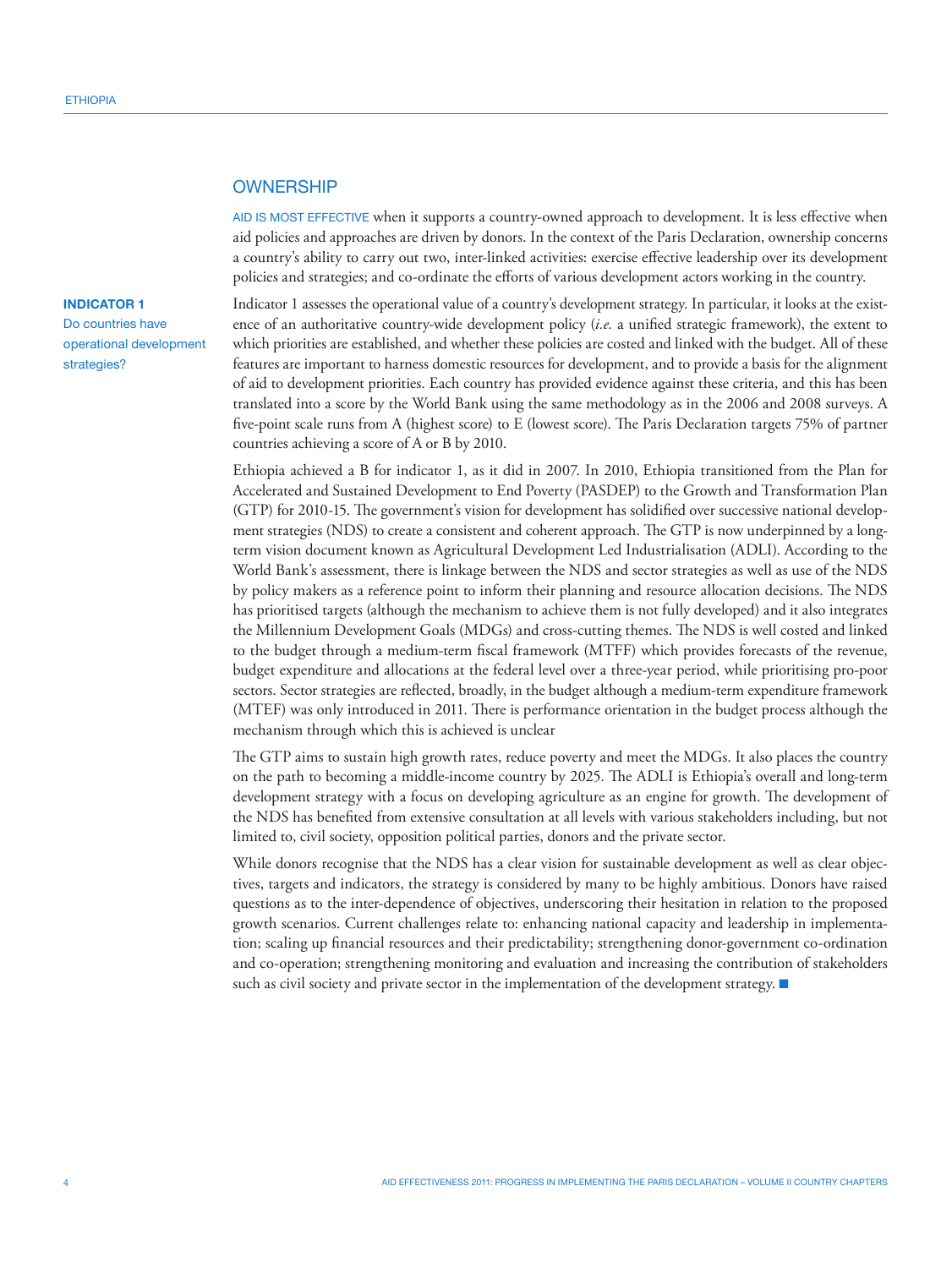## OWNERSHIP

AID IS MOST EFFECTIVE when it supports a country-owned approach to development. It is less effective when aid policies and approaches are driven by donors. In the context of the Paris Declaration, ownership concerns a country's ability to carry out two, inter-linked activities: exercise effective leadership over its development policies and strategies; and co-ordinate the efforts of various development actors working in the country.

**INDICATOR 1**
Do countries have operational development strategies?

Indicator 1 assesses the operational value of a country's development strategy. In particular, it looks at the existence of an authoritative country-wide development policy (*i.e.* a unified strategic framework), the extent to which priorities are established, and whether these policies are costed and linked with the budget. All of these features are important to harness domestic resources for development, and to provide a basis for the alignment of aid to development priorities. Each country has provided evidence against these criteria, and this has been translated into a score by the World Bank using the same methodology as in the 2006 and 2008 surveys. A five-point scale runs from A (highest score) to E (lowest score). The Paris Declaration targets 75% of partner countries achieving a score of A or B by 2010.

Ethiopia achieved a B for indicator 1, as it did in 2007. In 2010, Ethiopia transitioned from the Plan for Accelerated and Sustained Development to End Poverty (PASDEP) to the Growth and Transformation Plan (GTP) for 2010-15. The government's vision for development has solidified over successive national development strategies (NDS) to create a consistent and coherent approach. The GTP is now underpinned by a long-term vision document known as Agricultural Development Led Industrialisation (ADLI). According to the World Bank's assessment, there is linkage between the NDS and sector strategies as well as use of the NDS by policy makers as a reference point to inform their planning and resource allocation decisions. The NDS has prioritised targets (although the mechanism to achieve them is not fully developed) and it also integrates the Millennium Development Goals (MDGs) and cross-cutting themes. The NDS is well costed and linked to the budget through a medium-term fiscal framework (MTFF) which provides forecasts of the revenue, budget expenditure and allocations at the federal level over a three-year period, while prioritising pro-poor sectors. Sector strategies are reflected, broadly, in the budget although a medium-term expenditure framework (MTEF) was only introduced in 2011. There is performance orientation in the budget process although the mechanism through which this is achieved is unclear

The GTP aims to sustain high growth rates, reduce poverty and meet the MDGs. It also places the country on the path to becoming a middle-income country by 2025. The ADLI is Ethiopia's overall and long-term development strategy with a focus on developing agriculture as an engine for growth. The development of the NDS has benefited from extensive consultation at all levels with various stakeholders including, but not limited to, civil society, opposition political parties, donors and the private sector.

While donors recognise that the NDS has a clear vision for sustainable development as well as clear objectives, targets and indicators, the strategy is considered by many to be highly ambitious. Donors have raised questions as to the inter-dependence of objectives, underscoring their hesitation in relation to the proposed growth scenarios. Current challenges relate to: enhancing national capacity and leadership in implementation; scaling up financial resources and their predictability; strengthening donor-government co-ordination and co-operation; strengthening monitoring and evaluation and increasing the contribution of stakeholders such as civil society and private sector in the implementation of the development strategy. ■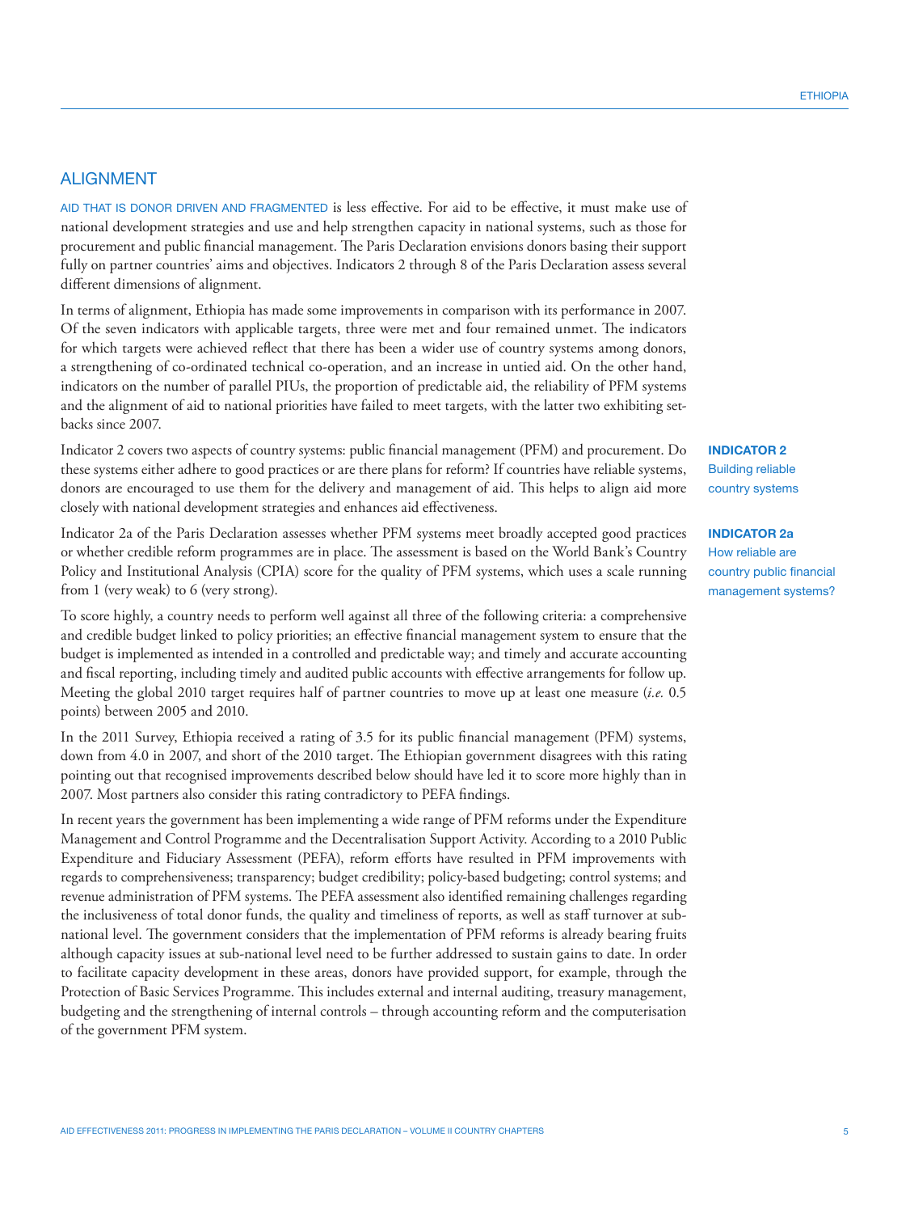## ALIGNMENT

AID THAT IS DONOR DRIVEN AND FRAGMENTED is less effective. For aid to be effective, it must make use of national development strategies and use and help strengthen capacity in national systems, such as those for procurement and public financial management. The Paris Declaration envisions donors basing their support fully on partner countries' aims and objectives. Indicators 2 through 8 of the Paris Declaration assess several different dimensions of alignment.

In terms of alignment, Ethiopia has made some improvements in comparison with its performance in 2007. Of the seven indicators with applicable targets, three were met and four remained unmet. The indicators for which targets were achieved reflect that there has been a wider use of country systems among donors, a strengthening of co-ordinated technical co-operation, and an increase in untied aid. On the other hand, indicators on the number of parallel PIUs, the proportion of predictable aid, the reliability of PFM systems and the alignment of aid to national priorities have failed to meet targets, with the latter two exhibiting setbacks since 2007.

**INDICATOR 2**
Building reliable country systems

Indicator 2 covers two aspects of country systems: public financial management (PFM) and procurement. Do these systems either adhere to good practices or are there plans for reform? If countries have reliable systems, donors are encouraged to use them for the delivery and management of aid. This helps to align aid more closely with national development strategies and enhances aid effectiveness.

**INDICATOR 2a**
How reliable are country public financial management systems?

Indicator 2a of the Paris Declaration assesses whether PFM systems meet broadly accepted good practices or whether credible reform programmes are in place. The assessment is based on the World Bank's Country Policy and Institutional Analysis (CPIA) score for the quality of PFM systems, which uses a scale running from 1 (very weak) to 6 (very strong).

To score highly, a country needs to perform well against all three of the following criteria: a comprehensive and credible budget linked to policy priorities; an effective financial management system to ensure that the budget is implemented as intended in a controlled and predictable way; and timely and accurate accounting and fiscal reporting, including timely and audited public accounts with effective arrangements for follow up. Meeting the global 2010 target requires half of partner countries to move up at least one measure (*i.e.* 0.5 points) between 2005 and 2010.

In the 2011 Survey, Ethiopia received a rating of 3.5 for its public financial management (PFM) systems, down from 4.0 in 2007, and short of the 2010 target. The Ethiopian government disagrees with this rating pointing out that recognised improvements described below should have led it to score more highly than in 2007. Most partners also consider this rating contradictory to PEFA findings.

In recent years the government has been implementing a wide range of PFM reforms under the Expenditure Management and Control Programme and the Decentralisation Support Activity. According to a 2010 Public Expenditure and Fiduciary Assessment (PEFA), reform efforts have resulted in PFM improvements with regards to comprehensiveness; transparency; budget credibility; policy-based budgeting; control systems; and revenue administration of PFM systems. The PEFA assessment also identified remaining challenges regarding the inclusiveness of total donor funds, the quality and timeliness of reports, as well as staff turnover at sub-national level. The government considers that the implementation of PFM reforms is already bearing fruits although capacity issues at sub-national level need to be further addressed to sustain gains to date. In order to facilitate capacity development in these areas, donors have provided support, for example, through the Protection of Basic Services Programme. This includes external and internal auditing, treasury management, budgeting and the strengthening of internal controls – through accounting reform and the computerisation of the government PFM system.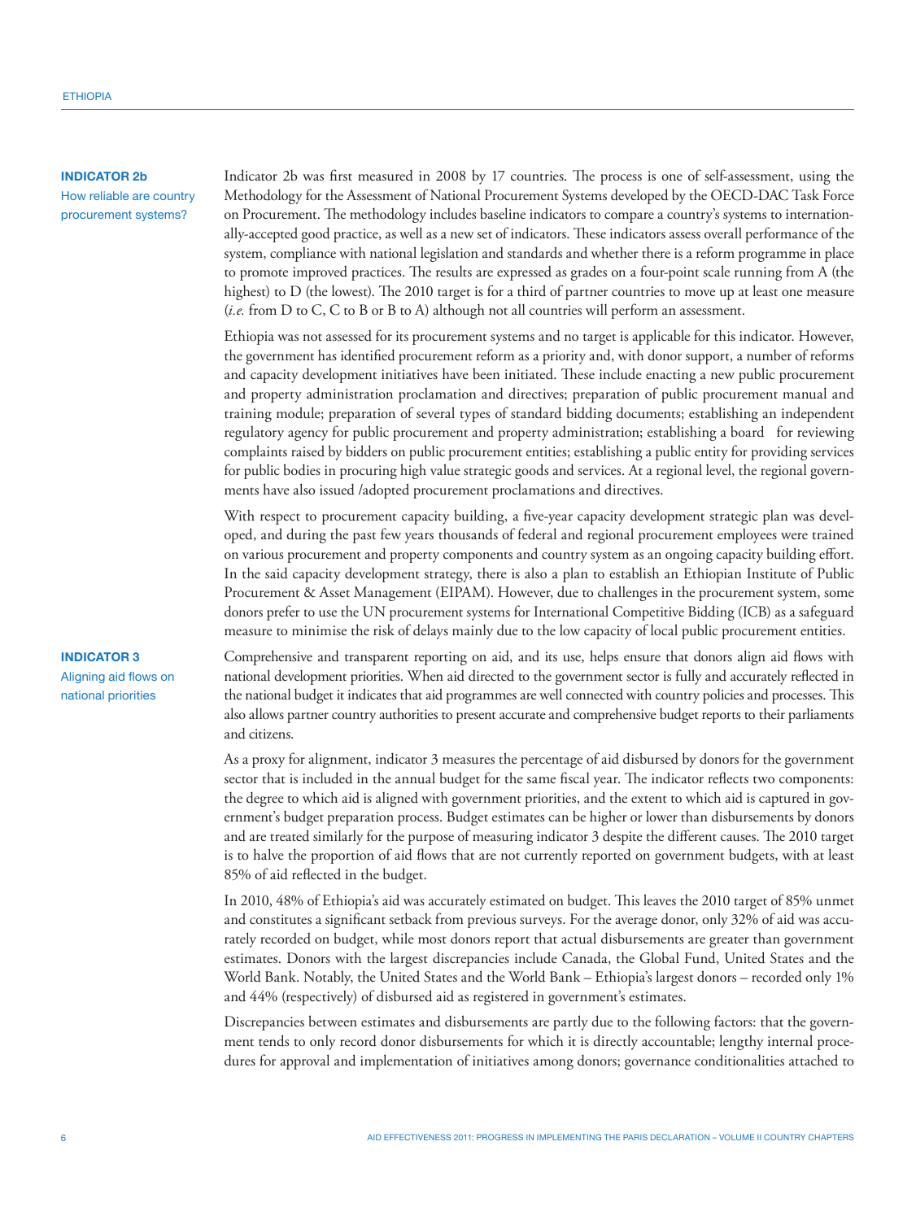### INDICATOR 2b

How reliable are country procurement systems?

Indicator 2b was first measured in 2008 by 17 countries. The process is one of self-assessment, using the Methodology for the Assessment of National Procurement Systems developed by the OECD-DAC Task Force on Procurement. The methodology includes baseline indicators to compare a country's systems to internationally-accepted good practice, as well as a new set of indicators. These indicators assess overall performance of the system, compliance with national legislation and standards and whether there is a reform programme in place to promote improved practices. The results are expressed as grades on a four-point scale running from A (the highest) to D (the lowest). The 2010 target is for a third of partner countries to move up at least one measure (*i.e.* from D to C, C to B or B to A) although not all countries will perform an assessment.

Ethiopia was not assessed for its procurement systems and no target is applicable for this indicator. However, the government has identified procurement reform as a priority and, with donor support, a number of reforms and capacity development initiatives have been initiated. These include enacting a new public procurement and property administration proclamation and directives; preparation of public procurement manual and training module; preparation of several types of standard bidding documents; establishing an independent regulatory agency for public procurement and property administration; establishing a board for reviewing complaints raised by bidders on public procurement entities; establishing a public entity for providing services for public bodies in procuring high value strategic goods and services. At a regional level, the regional governments have also issued /adopted procurement proclamations and directives.

With respect to procurement capacity building, a five-year capacity development strategic plan was developed, and during the past few years thousands of federal and regional procurement employees were trained on various procurement and property components and country system as an ongoing capacity building effort. In the said capacity development strategy, there is also a plan to establish an Ethiopian Institute of Public Procurement & Asset Management (EIPAM). However, due to challenges in the procurement system, some donors prefer to use the UN procurement systems for International Competitive Bidding (ICB) as a safeguard measure to minimise the risk of delays mainly due to the low capacity of local public procurement entities.

### INDICATOR 3

Aligning aid flows on national priorities

Comprehensive and transparent reporting on aid, and its use, helps ensure that donors align aid flows with national development priorities. When aid directed to the government sector is fully and accurately reflected in the national budget it indicates that aid programmes are well connected with country policies and processes. This also allows partner country authorities to present accurate and comprehensive budget reports to their parliaments and citizens.

As a proxy for alignment, indicator 3 measures the percentage of aid disbursed by donors for the government sector that is included in the annual budget for the same fiscal year. The indicator reflects two components: the degree to which aid is aligned with government priorities, and the extent to which aid is captured in government's budget preparation process. Budget estimates can be higher or lower than disbursements by donors and are treated similarly for the purpose of measuring indicator 3 despite the different causes. The 2010 target is to halve the proportion of aid flows that are not currently reported on government budgets, with at least 85% of aid reflected in the budget.

In 2010, 48% of Ethiopia's aid was accurately estimated on budget. This leaves the 2010 target of 85% unmet and constitutes a significant setback from previous surveys. For the average donor, only 32% of aid was accurately recorded on budget, while most donors report that actual disbursements are greater than government estimates. Donors with the largest discrepancies include Canada, the Global Fund, United States and the World Bank. Notably, the United States and the World Bank – Ethiopia's largest donors – recorded only 1% and 44% (respectively) of disbursed aid as registered in government's estimates.

Discrepancies between estimates and disbursements are partly due to the following factors: that the government tends to only record donor disbursements for which it is directly accountable; lengthy internal procedures for approval and implementation of initiatives among donors; governance conditionalities attached to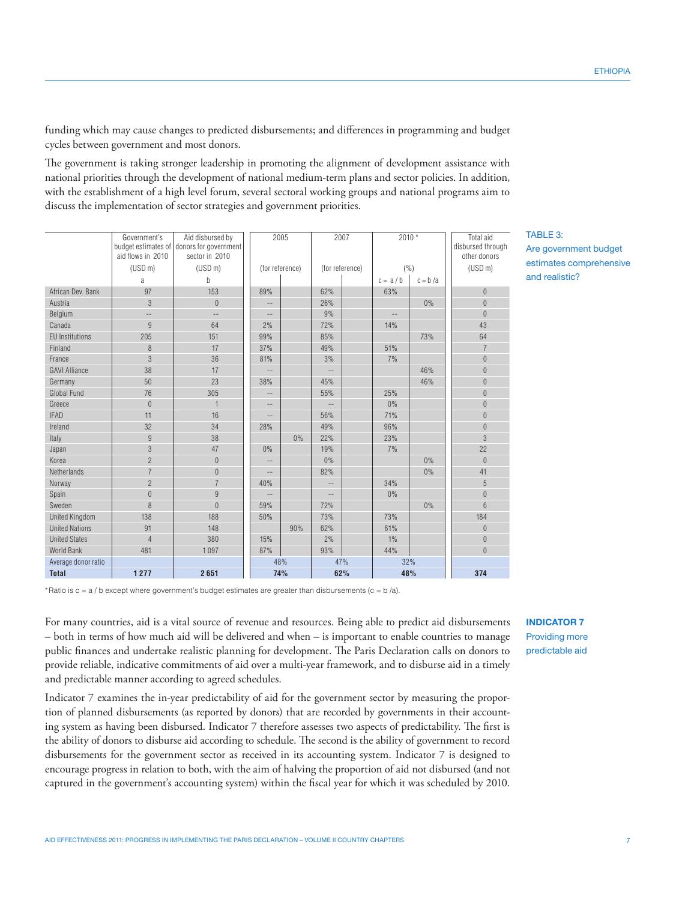funding which may cause changes to predicted disbursements; and differences in programming and budget cycles between government and most donors.

The government is taking stronger leadership in promoting the alignment of development assistance with national priorities through the development of national medium-term plans and sector policies. In addition, with the establishment of a high level forum, several sectoral working groups and national programs aim to discuss the implementation of sector strategies and government priorities.

**TABLE 3: Are government budget estimates comprehensive and realistic?**

| | Government's budget estimates of aid flows in 2010 (USD m) | Aid disbursed by donors for government sector in 2010 (USD m) | 2005 (for reference) | | 2007 (for reference) | | 2010 * (%) | | Total aid disbursed through other donors (USD m) |
|---|---|---|---|---|---|---|---|---|---|
| | a | b | | | | | c = a / b | c = b / a | |
| African Dev. Bank | 97 | 153 | 89% | | 62% | | 63% | | 0 |
| Austria | 3 | 0 | -- | | 26% | | | 0% | 0 |
| Belgium | -- | -- | -- | | 9% | | -- | | 0 |
| Canada | 9 | 64 | 2% | | 72% | | 14% | | 43 |
| EU Institutions | 205 | 151 | 99% | | 85% | | | 73% | 64 |
| Finland | 8 | 17 | 37% | | 49% | | 51% | | 7 |
| France | 3 | 36 | 81% | | 3% | | 7% | | 0 |
| GAVI Alliance | 38 | 17 | -- | | -- | | | 46% | 0 |
| Germany | 50 | 23 | 38% | | 45% | | | 46% | 0 |
| Global Fund | 76 | 305 | -- | | 55% | | 25% | | 0 |
| Greece | 0 | 1 | -- | | -- | | 0% | | 0 |
| IFAD | 11 | 16 | -- | | 56% | | 71% | | 0 |
| Ireland | 32 | 34 | 28% | | 49% | | 96% | | 0 |
| Italy | 9 | 38 | | 0% | 22% | | 23% | | 3 |
| Japan | 3 | 47 | 0% | | 19% | | 7% | | 22 |
| Korea | 2 | 0 | -- | | 0% | | | 0% | 0 |
| Netherlands | 7 | 0 | -- | | 82% | | | 0% | 41 |
| Norway | 2 | 7 | 40% | | -- | | 34% | | 5 |
| Spain | 0 | 9 | -- | | -- | | 0% | | 0 |
| Sweden | 8 | 0 | 59% | | 72% | | | 0% | 6 |
| United Kingdom | 138 | 188 | 50% | | 73% | | 73% | | 184 |
| United Nations | 91 | 148 | | 90% | 62% | | 61% | | 0 |
| United States | 4 | 380 | 15% | | 2% | | 1% | | 0 |
| World Bank | 481 | 1 097 | 87% | | 93% | | 44% | | 0 |
| Average donor ratio | | | 48% | | 47% | | 32% | | |
| **Total** | **1 277** | **2 651** | **74%** | | **62%** | | **48%** | | **374** |

* Ratio is c = a / b except where government's budget estimates are greater than disbursements (c = b /a).

## INDICATOR 7
**Providing more predictable aid**

For many countries, aid is a vital source of revenue and resources. Being able to predict aid disbursements – both in terms of how much aid will be delivered and when – is important to enable countries to manage public finances and undertake realistic planning for development. The Paris Declaration calls on donors to provide reliable, indicative commitments of aid over a multi-year framework, and to disburse aid in a timely and predictable manner according to agreed schedules.

Indicator 7 examines the in-year predictability of aid for the government sector by measuring the proportion of planned disbursements (as reported by donors) that are recorded by governments in their accounting system as having been disbursed. Indicator 7 therefore assesses two aspects of predictability. The first is the ability of donors to disburse aid according to schedule. The second is the ability of government to record disbursements for the government sector as received in its accounting system. Indicator 7 is designed to encourage progress in relation to both, with the aim of halving the proportion of aid not disbursed (and not captured in the government's accounting system) within the fiscal year for which it was scheduled by 2010.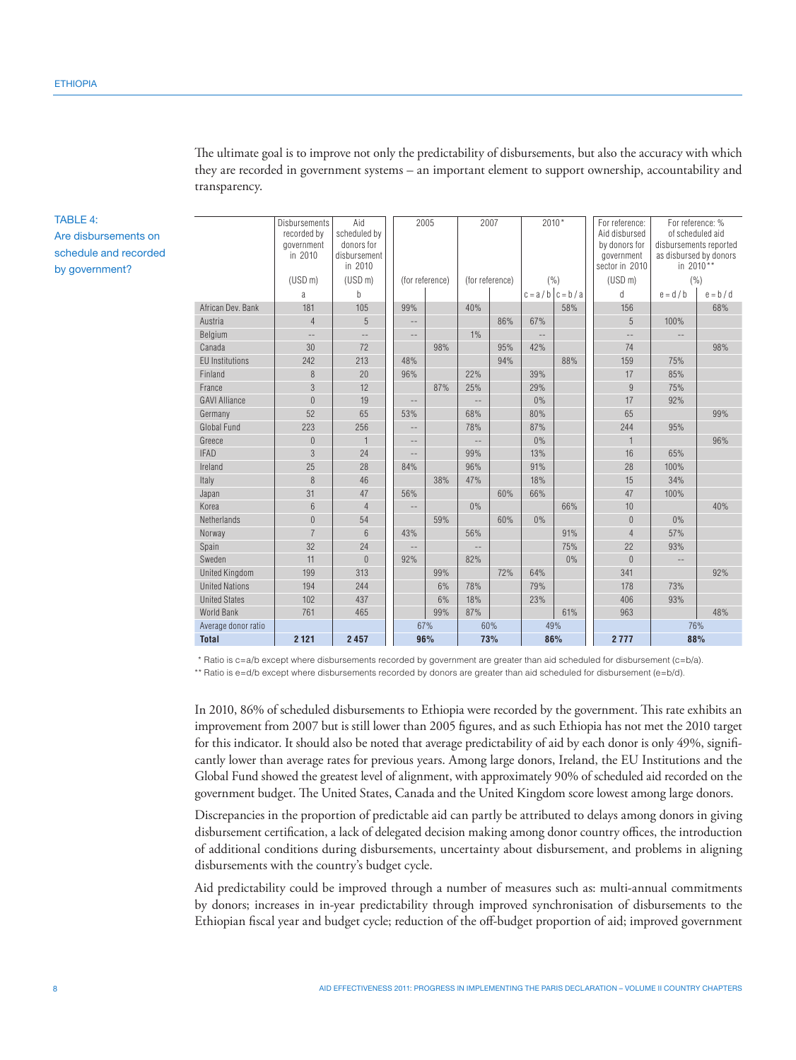The ultimate goal is to improve not only the predictability of disbursements, but also the accuracy with which they are recorded in government systems – an important element to support ownership, accountability and transparency.

**TABLE 4: Are disbursements on schedule and recorded by government?**

| | Disbursements recorded by government in 2010 | Aid scheduled by donors for disbursement in 2010 | 2005 | | 2007 | | 2010* | | For reference: Aid disbursed by donors for government sector in 2010 | For reference: % of scheduled aid disbursements reported as disbursed by donors in 2010** | |
|---|---|---|---|---|---|---|---|---|---|---|---|
| | (USD m) | (USD m) | (for reference) | | (for reference) | | (%) | | (USD m) | (%) | |
| | a | b | | | | | c = a / b | c = b / a | d | e = d / b | e = b / d |
| African Dev. Bank | 181 | 105 | 99% | | 40% | | | 58% | 156 | | 68% |
| Austria | 4 | 5 | -- | | | 86% | 67% | | 5 | 100% | |
| Belgium | -- | -- | -- | | 1% | | -- | | -- | -- | |
| Canada | 30 | 72 | | 98% | | 95% | 42% | | 74 | | 98% |
| EU Institutions | 242 | 213 | 48% | | | 94% | | 88% | 159 | 75% | |
| Finland | 8 | 20 | 96% | | 22% | | 39% | | 17 | 85% | |
| France | 3 | 12 | | 87% | 25% | | 29% | | 9 | 75% | |
| GAVI Alliance | 0 | 19 | -- | | -- | | 0% | | 17 | 92% | |
| Germany | 52 | 65 | 53% | | 68% | | 80% | | 65 | | 99% |
| Global Fund | 223 | 256 | -- | | 78% | | 87% | | 244 | 95% | |
| Greece | 0 | 1 | -- | | -- | | 0% | | 1 | | 96% |
| IFAD | 3 | 24 | -- | | 99% | | 13% | | 16 | 65% | |
| Ireland | 25 | 28 | 84% | | 96% | | 91% | | 28 | 100% | |
| Italy | 8 | 46 | | 38% | 47% | | 18% | | 15 | 34% | |
| Japan | 31 | 47 | 56% | | | 60% | 66% | | 47 | 100% | |
| Korea | 6 | 4 | -- | | 0% | | | 66% | 10 | | 40% |
| Netherlands | 0 | 54 | | 59% | | 60% | 0% | | 0 | 0% | |
| Norway | 7 | 6 | 43% | | 56% | | | 91% | 4 | 57% | |
| Spain | 32 | 24 | -- | | -- | | | 75% | 22 | 93% | |
| Sweden | 11 | 0 | 92% | | 82% | | | 0% | 0 | -- | |
| United Kingdom | 199 | 313 | | 99% | | 72% | 64% | | 341 | | 92% |
| United Nations | 194 | 244 | | 6% | 78% | | 79% | | 178 | 73% | |
| United States | 102 | 437 | | 6% | 18% | | 23% | | 406 | 93% | |
| World Bank | 761 | 465 | | 99% | 87% | | | 61% | 963 | | 48% |
| Average donor ratio | | | 67% | | 60% | | 49% | | | 76% | |
| **Total** | **2 121** | **2 457** | **96%** | | **73%** | | **86%** | | **2 777** | **88%** | |

\* Ratio is c=a/b except where disbursements recorded by government are greater than aid scheduled for disbursement (c=b/a).

\** Ratio is e=d/b except where disbursements recorded by donors are greater than aid scheduled for disbursement (e=b/d).

In 2010, 86% of scheduled disbursements to Ethiopia were recorded by the government. This rate exhibits an improvement from 2007 but is still lower than 2005 figures, and as such Ethiopia has not met the 2010 target for this indicator. It should also be noted that average predictability of aid by each donor is only 49%, significantly lower than average rates for previous years. Among large donors, Ireland, the EU Institutions and the Global Fund showed the greatest level of alignment, with approximately 90% of scheduled aid recorded on the government budget. The United States, Canada and the United Kingdom score lowest among large donors.

Discrepancies in the proportion of predictable aid can partly be attributed to delays among donors in giving disbursement certification, a lack of delegated decision making among donor country offices, the introduction of additional conditions during disbursements, uncertainty about disbursement, and problems in aligning disbursements with the country's budget cycle.

Aid predictability could be improved through a number of measures such as: multi-annual commitments by donors; increases in in-year predictability through improved synchronisation of disbursements to the Ethiopian fiscal year and budget cycle; reduction of the off-budget proportion of aid; improved government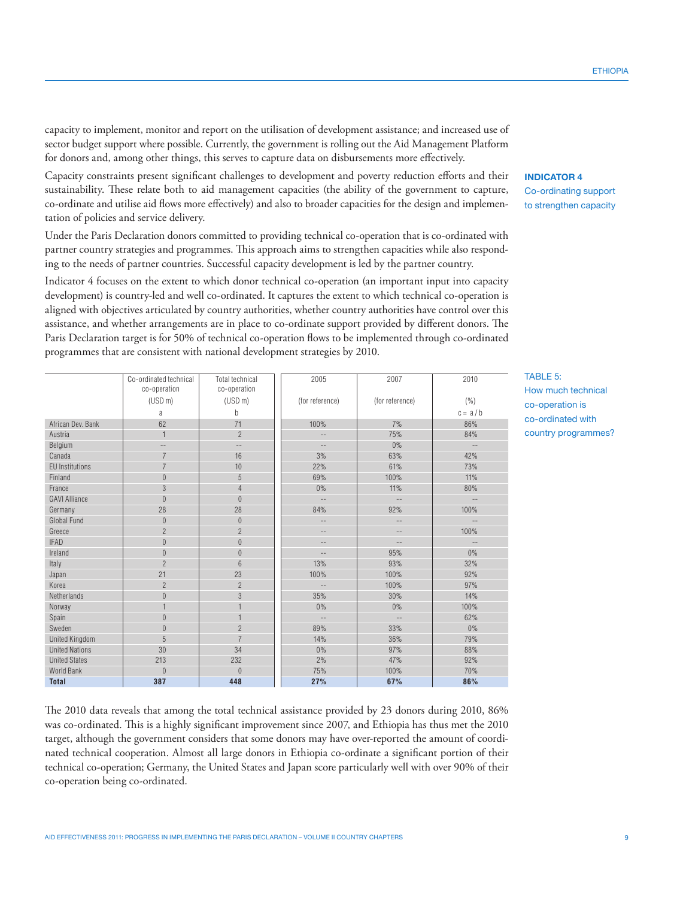capacity to implement, monitor and report on the utilisation of development assistance; and increased use of sector budget support where possible. Currently, the government is rolling out the Aid Management Platform for donors and, among other things, this serves to capture data on disbursements more effectively.

**INDICATOR 4**
Co-ordinating support to strengthen capacity

Capacity constraints present significant challenges to development and poverty reduction efforts and their sustainability. These relate both to aid management capacities (the ability of the government to capture, co-ordinate and utilise aid flows more effectively) and also to broader capacities for the design and implementation of policies and service delivery.

Under the Paris Declaration donors committed to providing technical co-operation that is co-ordinated with partner country strategies and programmes. This approach aims to strengthen capacities while also responding to the needs of partner countries. Successful capacity development is led by the partner country.

Indicator 4 focuses on the extent to which donor technical co-operation (an important input into capacity development) is country-led and well co-ordinated. It captures the extent to which technical co-operation is aligned with objectives articulated by country authorities, whether country authorities have control over this assistance, and whether arrangements are in place to co-ordinate support provided by different donors. The Paris Declaration target is for 50% of technical co-operation flows to be implemented through co-ordinated programmes that are consistent with national development strategies by 2010.

TABLE 5: How much technical co-operation is co-ordinated with country programmes?

| | Co-ordinated technical co-operation (USD m) | Total technical co-operation (USD m) | 2005 (for reference) | 2007 (for reference) | 2010 (%) |
|---|---|---|---|---|---|
| | a | b | | | c = a / b |
| African Dev. Bank | 62 | 71 | 100% | 7% | 86% |
| Austria | 1 | 2 | -- | 75% | 84% |
| Belgium | -- | -- | -- | 0% | -- |
| Canada | 7 | 16 | 3% | 63% | 42% |
| EU Institutions | 7 | 10 | 22% | 61% | 73% |
| Finland | 0 | 5 | 69% | 100% | 11% |
| France | 3 | 4 | 0% | 11% | 80% |
| GAVI Alliance | 0 | 0 | -- | -- | -- |
| Germany | 28 | 28 | 84% | 92% | 100% |
| Global Fund | 0 | 0 | -- | -- | -- |
| Greece | 2 | 2 | -- | -- | 100% |
| IFAD | 0 | 0 | -- | -- | -- |
| Ireland | 0 | 0 | -- | 95% | 0% |
| Italy | 2 | 6 | 13% | 93% | 32% |
| Japan | 21 | 23 | 100% | 100% | 92% |
| Korea | 2 | 2 | -- | 100% | 97% |
| Netherlands | 0 | 3 | 35% | 30% | 14% |
| Norway | 1 | 1 | 0% | 0% | 100% |
| Spain | 0 | 1 | -- | -- | 62% |
| Sweden | 0 | 2 | 89% | 33% | 0% |
| United Kingdom | 5 | 7 | 14% | 36% | 79% |
| United Nations | 30 | 34 | 0% | 97% | 88% |
| United States | 213 | 232 | 2% | 47% | 92% |
| World Bank | 0 | 0 | 75% | 100% | 70% |
| **Total** | **387** | **448** | **27%** | **67%** | **86%** |

The 2010 data reveals that among the total technical assistance provided by 23 donors during 2010, 86% was co-ordinated. This is a highly significant improvement since 2007, and Ethiopia has thus met the 2010 target, although the government considers that some donors may have over-reported the amount of coordinated technical cooperation. Almost all large donors in Ethiopia co-ordinate a significant portion of their technical co-operation; Germany, the United States and Japan score particularly well with over 90% of their co-operation being co-ordinated.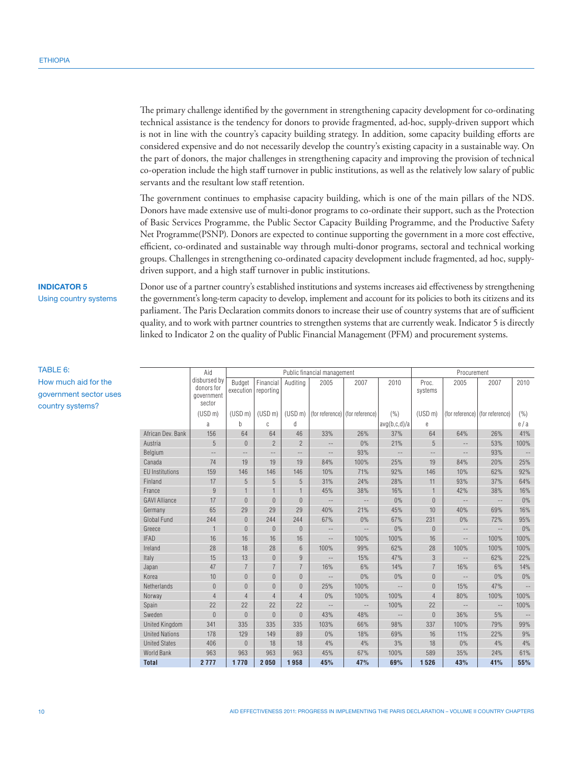The primary challenge identified by the government in strengthening capacity development for co-ordinating technical assistance is the tendency for donors to provide fragmented, ad-hoc, supply-driven support which is not in line with the country's capacity building strategy. In addition, some capacity building efforts are considered expensive and do not necessarily develop the country's existing capacity in a sustainable way. On the part of donors, the major challenges in strengthening capacity and improving the provision of technical co-operation include the high staff turnover in public institutions, as well as the relatively low salary of public servants and the resultant low staff retention.

The government continues to emphasise capacity building, which is one of the main pillars of the NDS. Donors have made extensive use of multi-donor programs to co-ordinate their support, such as the Protection of Basic Services Programme, the Public Sector Capacity Building Programme, and the Productive Safety Net Programme(PSNP). Donors are expected to continue supporting the government in a more cost effective, efficient, co-ordinated and sustainable way through multi-donor programs, sectoral and technical working groups. Challenges in strengthening co-ordinated capacity development include fragmented, ad hoc, supply-driven support, and a high staff turnover in public institutions.

**INDICATOR 5**
Using country systems

Donor use of a partner country's established institutions and systems increases aid effectiveness by strengthening the government's long-term capacity to develop, implement and account for its policies to both its citizens and its parliament. The Paris Declaration commits donors to increase their use of country systems that are of sufficient quality, and to work with partner countries to strengthen systems that are currently weak. Indicator 5 is directly linked to Indicator 2 on the quality of Public Financial Management (PFM) and procurement systems.

TABLE 6:
How much aid for the government sector uses country systems?

| | Aid disbursed by donors for government sector | Public financial management | | | | | | Procurement | | | |
|---|---|---|---|---|---|---|---|---|---|---|---|
| | | Budget execution | Financial reporting | Auditing | 2005 | 2007 | 2010 | Proc. systems | 2005 | 2007 | 2010 |
| | (USD m) | (USD m) | (USD m) | (USD m) | (for reference) | (for reference) | (%) | (USD m) | (for reference) | (for reference) | (%) |
| | a | b | c | d | | | avg(b,c,d)/a | e | | | e / a |
| African Dev. Bank | 156 | 64 | 64 | 46 | 33% | 26% | 37% | 64 | 64% | 26% | 41% |
| Austria | 5 | 0 | 2 | 2 | -- | 0% | 21% | 5 | -- | 53% | 100% |
| Belgium | -- | -- | -- | -- | -- | 93% | -- | -- | -- | 93% | -- |
| Canada | 74 | 19 | 19 | 19 | 84% | 100% | 25% | 19 | 84% | 20% | 25% |
| EU Institutions | 159 | 146 | 146 | 146 | 10% | 71% | 92% | 146 | 10% | 62% | 92% |
| Finland | 17 | 5 | 5 | 5 | 31% | 24% | 28% | 11 | 93% | 37% | 64% |
| France | 9 | 1 | 1 | 1 | 45% | 38% | 16% | 1 | 42% | 38% | 16% |
| GAVI Alliance | 17 | 0 | 0 | 0 | -- | -- | 0% | 0 | -- | -- | 0% |
| Germany | 65 | 29 | 29 | 29 | 40% | 21% | 45% | 10 | 40% | 69% | 16% |
| Global Fund | 244 | 0 | 244 | 244 | 67% | 0% | 67% | 231 | 0% | 72% | 95% |
| Greece | 1 | 0 | 0 | 0 | -- | -- | 0% | 0 | -- | -- | 0% |
| IFAD | 16 | 16 | 16 | 16 | -- | 100% | 100% | 16 | -- | 100% | 100% |
| Ireland | 28 | 18 | 28 | 6 | 100% | 99% | 62% | 28 | 100% | 100% | 100% |
| Italy | 15 | 13 | 0 | 9 | -- | 15% | 47% | 3 | -- | 62% | 22% |
| Japan | 47 | 7 | 7 | 7 | 16% | 6% | 14% | 7 | 16% | 6% | 14% |
| Korea | 10 | 0 | 0 | 0 | -- | 0% | 0% | 0 | -- | 0% | 0% |
| Netherlands | 0 | 0 | 0 | 0 | 25% | 100% | -- | 0 | 15% | 47% | -- |
| Norway | 4 | 4 | 4 | 4 | 0% | 100% | 100% | 4 | 80% | 100% | 100% |
| Spain | 22 | 22 | 22 | 22 | -- | -- | 100% | 22 | -- | -- | 100% |
| Sweden | 0 | 0 | 0 | 0 | 43% | 48% | -- | 0 | 36% | 5% | -- |
| United Kingdom | 341 | 335 | 335 | 335 | 103% | 66% | 98% | 337 | 100% | 79% | 99% |
| United Nations | 178 | 129 | 149 | 89 | 0% | 18% | 69% | 16 | 11% | 22% | 9% |
| United States | 406 | 0 | 18 | 18 | 4% | 4% | 3% | 18 | 0% | 4% | 4% |
| World Bank | 963 | 963 | 963 | 963 | 45% | 67% | 100% | 589 | 35% | 24% | 61% |
| **Total** | **2 777** | **1 770** | **2 050** | **1 958** | **45%** | **47%** | **69%** | **1 526** | **43%** | **41%** | **55%** |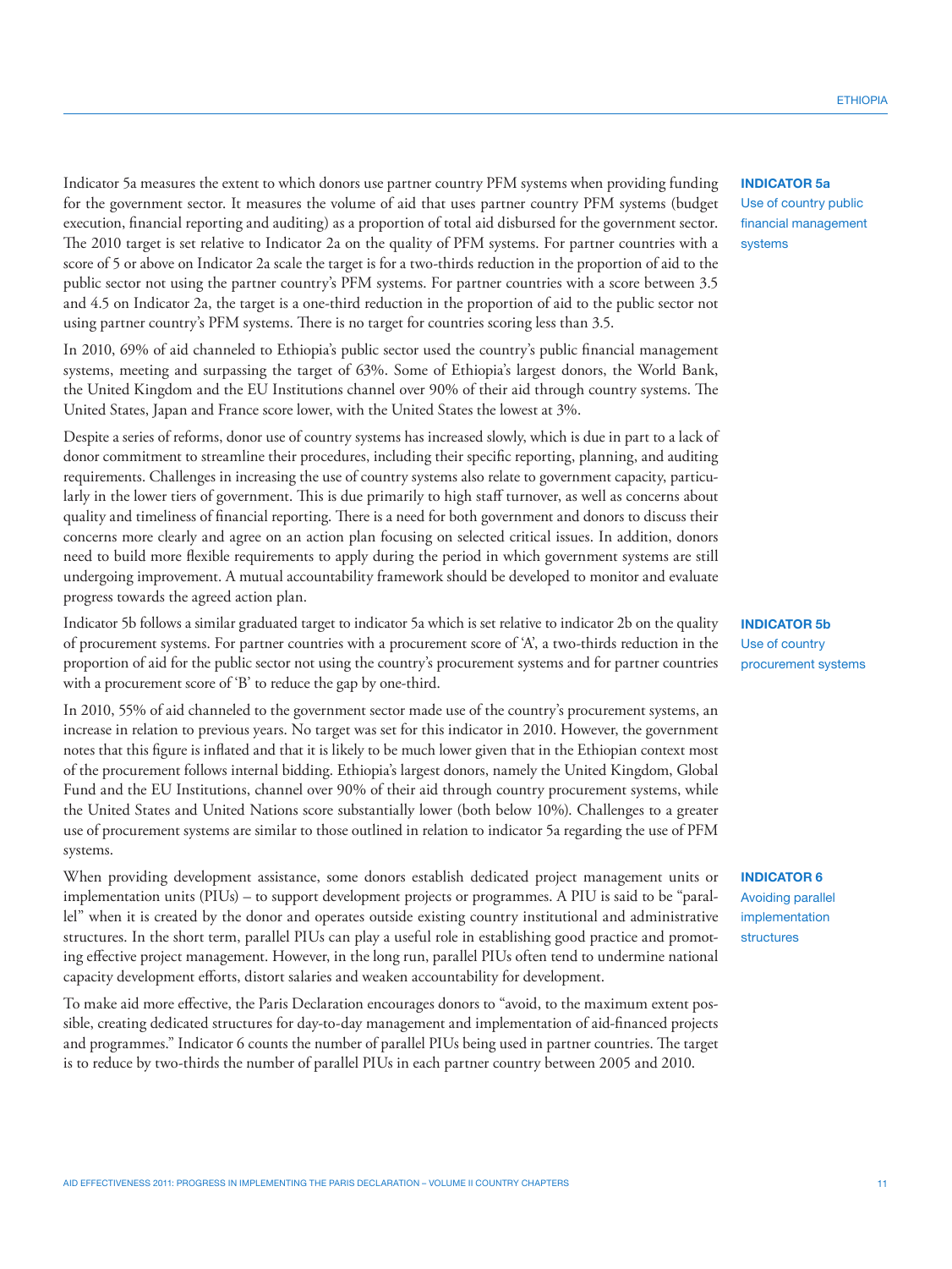### INDICATOR 5a
Use of country public financial management systems

Indicator 5a measures the extent to which donors use partner country PFM systems when providing funding for the government sector. It measures the volume of aid that uses partner country PFM systems (budget execution, financial reporting and auditing) as a proportion of total aid disbursed for the government sector. The 2010 target is set relative to Indicator 2a on the quality of PFM systems. For partner countries with a score of 5 or above on Indicator 2a scale the target is for a two-thirds reduction in the proportion of aid to the public sector not using the partner country's PFM systems. For partner countries with a score between 3.5 and 4.5 on Indicator 2a, the target is a one-third reduction in the proportion of aid to the public sector not using partner country's PFM systems. There is no target for countries scoring less than 3.5.

In 2010, 69% of aid channeled to Ethiopia's public sector used the country's public financial management systems, meeting and surpassing the target of 63%. Some of Ethiopia's largest donors, the World Bank, the United Kingdom and the EU Institutions channel over 90% of their aid through country systems. The United States, Japan and France score lower, with the United States the lowest at 3%.

Despite a series of reforms, donor use of country systems has increased slowly, which is due in part to a lack of donor commitment to streamline their procedures, including their specific reporting, planning, and auditing requirements. Challenges in increasing the use of country systems also relate to government capacity, particularly in the lower tiers of government. This is due primarily to high staff turnover, as well as concerns about quality and timeliness of financial reporting. There is a need for both government and donors to discuss their concerns more clearly and agree on an action plan focusing on selected critical issues. In addition, donors need to build more flexible requirements to apply during the period in which government systems are still undergoing improvement. A mutual accountability framework should be developed to monitor and evaluate progress towards the agreed action plan.

### INDICATOR 5b
Use of country procurement systems

Indicator 5b follows a similar graduated target to indicator 5a which is set relative to indicator 2b on the quality of procurement systems. For partner countries with a procurement score of 'A', a two-thirds reduction in the proportion of aid for the public sector not using the country's procurement systems and for partner countries with a procurement score of 'B' to reduce the gap by one-third.

In 2010, 55% of aid channeled to the government sector made use of the country's procurement systems, an increase in relation to previous years. No target was set for this indicator in 2010. However, the government notes that this figure is inflated and that it is likely to be much lower given that in the Ethiopian context most of the procurement follows internal bidding. Ethiopia's largest donors, namely the United Kingdom, Global Fund and the EU Institutions, channel over 90% of their aid through country procurement systems, while the United States and United Nations score substantially lower (both below 10%). Challenges to a greater use of procurement systems are similar to those outlined in relation to indicator 5a regarding the use of PFM systems.

### INDICATOR 6
Avoiding parallel implementation structures

When providing development assistance, some donors establish dedicated project management units or implementation units (PIUs) – to support development projects or programmes. A PIU is said to be "parallel" when it is created by the donor and operates outside existing country institutional and administrative structures. In the short term, parallel PIUs can play a useful role in establishing good practice and promoting effective project management. However, in the long run, parallel PIUs often tend to undermine national capacity development efforts, distort salaries and weaken accountability for development.

To make aid more effective, the Paris Declaration encourages donors to "avoid, to the maximum extent possible, creating dedicated structures for day-to-day management and implementation of aid-financed projects and programmes." Indicator 6 counts the number of parallel PIUs being used in partner countries. The target is to reduce by two-thirds the number of parallel PIUs in each partner country between 2005 and 2010.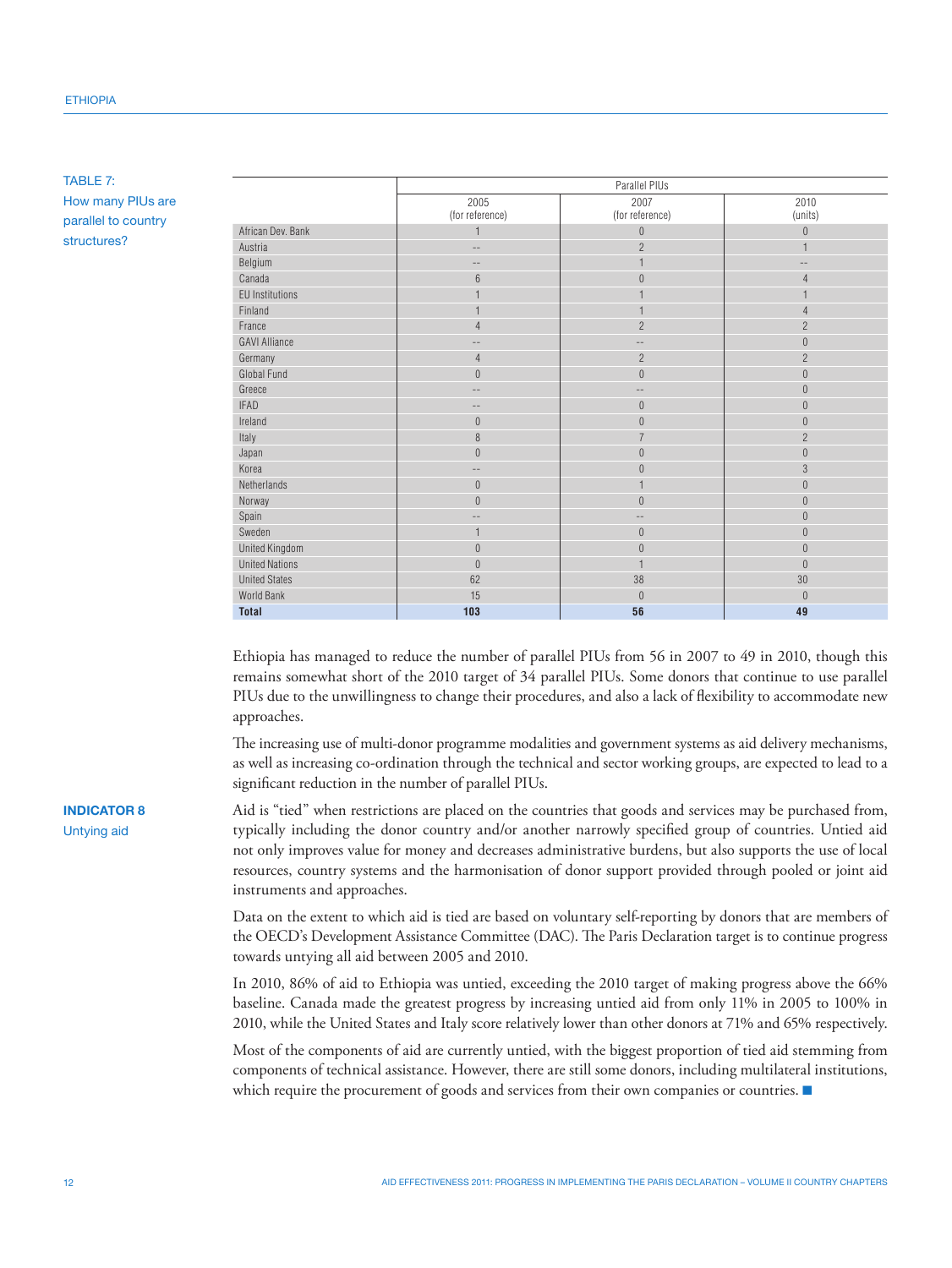TABLE 7:
How many PIUs are parallel to country structures?

| | Parallel PIUs | | |
|---|---|---|---|
| | 2005 (for reference) | 2007 (for reference) | 2010 (units) |
| African Dev. Bank | 1 | 0 | 0 |
| Austria | -- | 2 | 1 |
| Belgium | -- | 1 | -- |
| Canada | 6 | 0 | 4 |
| EU Institutions | 1 | 1 | 1 |
| Finland | 1 | 1 | 4 |
| France | 4 | 2 | 2 |
| GAVI Alliance | -- | -- | 0 |
| Germany | 4 | 2 | 2 |
| Global Fund | 0 | 0 | 0 |
| Greece | -- | -- | 0 |
| IFAD | -- | 0 | 0 |
| Ireland | 0 | 0 | 0 |
| Italy | 8 | 7 | 2 |
| Japan | 0 | 0 | 0 |
| Korea | -- | 0 | 3 |
| Netherlands | 0 | 1 | 0 |
| Norway | 0 | 0 | 0 |
| Spain | -- | -- | 0 |
| Sweden | 1 | 0 | 0 |
| United Kingdom | 0 | 0 | 0 |
| United Nations | 0 | 1 | 0 |
| United States | 62 | 38 | 30 |
| World Bank | 15 | 0 | 0 |
| **Total** | **103** | **56** | **49** |

Ethiopia has managed to reduce the number of parallel PIUs from 56 in 2007 to 49 in 2010, though this remains somewhat short of the 2010 target of 34 parallel PIUs. Some donors that continue to use parallel PIUs due to the unwillingness to change their procedures, and also a lack of flexibility to accommodate new approaches.

The increasing use of multi-donor programme modalities and government systems as aid delivery mechanisms, as well as increasing co-ordination through the technical and sector working groups, are expected to lead to a significant reduction in the number of parallel PIUs.

**INDICATOR 8**
Untying aid

Aid is "tied" when restrictions are placed on the countries that goods and services may be purchased from, typically including the donor country and/or another narrowly specified group of countries. Untied aid not only improves value for money and decreases administrative burdens, but also supports the use of local resources, country systems and the harmonisation of donor support provided through pooled or joint aid instruments and approaches.

Data on the extent to which aid is tied are based on voluntary self-reporting by donors that are members of the OECD's Development Assistance Committee (DAC). The Paris Declaration target is to continue progress towards untying all aid between 2005 and 2010.

In 2010, 86% of aid to Ethiopia was untied, exceeding the 2010 target of making progress above the 66% baseline. Canada made the greatest progress by increasing untied aid from only 11% in 2005 to 100% in 2010, while the United States and Italy score relatively lower than other donors at 71% and 65% respectively.

Most of the components of aid are currently untied, with the biggest proportion of tied aid stemming from components of technical assistance. However, there are still some donors, including multilateral institutions, which require the procurement of goods and services from their own companies or countries. ■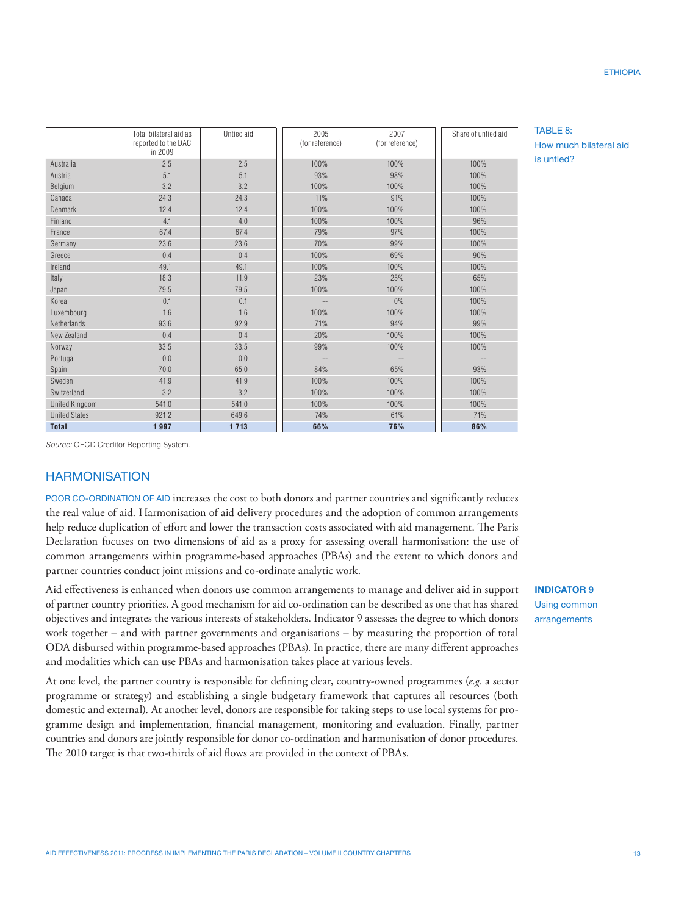TABLE 8: How much bilateral aid is untied?

| | Total bilateral aid as reported to the DAC in 2009 | Untied aid | 2005 (for reference) | 2007 (for reference) | Share of untied aid |
|---|---|---|---|---|---|
| Australia | 2.5 | 2.5 | 100% | 100% | 100% |
| Austria | 5.1 | 5.1 | 93% | 98% | 100% |
| Belgium | 3.2 | 3.2 | 100% | 100% | 100% |
| Canada | 24.3 | 24.3 | 11% | 91% | 100% |
| Denmark | 12.4 | 12.4 | 100% | 100% | 100% |
| Finland | 4.1 | 4.0 | 100% | 100% | 96% |
| France | 67.4 | 67.4 | 79% | 97% | 100% |
| Germany | 23.6 | 23.6 | 70% | 99% | 100% |
| Greece | 0.4 | 0.4 | 100% | 69% | 90% |
| Ireland | 49.1 | 49.1 | 100% | 100% | 100% |
| Italy | 18.3 | 11.9 | 23% | 25% | 65% |
| Japan | 79.5 | 79.5 | 100% | 100% | 100% |
| Korea | 0.1 | 0.1 | -- | 0% | 100% |
| Luxembourg | 1.6 | 1.6 | 100% | 100% | 100% |
| Netherlands | 93.6 | 92.9 | 71% | 94% | 99% |
| New Zealand | 0.4 | 0.4 | 20% | 100% | 100% |
| Norway | 33.5 | 33.5 | 99% | 100% | 100% |
| Portugal | 0.0 | 0.0 | -- | -- | -- |
| Spain | 70.0 | 65.0 | 84% | 65% | 93% |
| Sweden | 41.9 | 41.9 | 100% | 100% | 100% |
| Switzerland | 3.2 | 3.2 | 100% | 100% | 100% |
| United Kingdom | 541.0 | 541.0 | 100% | 100% | 100% |
| United States | 921.2 | 649.6 | 74% | 61% | 71% |
| **Total** | **1 997** | **1 713** | **66%** | **76%** | **86%** |

*Source:* OECD Creditor Reporting System.

## HARMONISATION

POOR CO-ORDINATION OF AID increases the cost to both donors and partner countries and significantly reduces the real value of aid. Harmonisation of aid delivery procedures and the adoption of common arrangements help reduce duplication of effort and lower the transaction costs associated with aid management. The Paris Declaration focuses on two dimensions of aid as a proxy for assessing overall harmonisation: the use of common arrangements within programme-based approaches (PBAs) and the extent to which donors and partner countries conduct joint missions and co-ordinate analytic work.

**INDICATOR 9**
Using common arrangements

Aid effectiveness is enhanced when donors use common arrangements to manage and deliver aid in support of partner country priorities. A good mechanism for aid co-ordination can be described as one that has shared objectives and integrates the various interests of stakeholders. Indicator 9 assesses the degree to which donors work together – and with partner governments and organisations – by measuring the proportion of total ODA disbursed within programme-based approaches (PBAs). In practice, there are many different approaches and modalities which can use PBAs and harmonisation takes place at various levels.

At one level, the partner country is responsible for defining clear, country-owned programmes (*e.g.* a sector programme or strategy) and establishing a single budgetary framework that captures all resources (both domestic and external). At another level, donors are responsible for taking steps to use local systems for programme design and implementation, financial management, monitoring and evaluation. Finally, partner countries and donors are jointly responsible for donor co-ordination and harmonisation of donor procedures. The 2010 target is that two-thirds of aid flows are provided in the context of PBAs.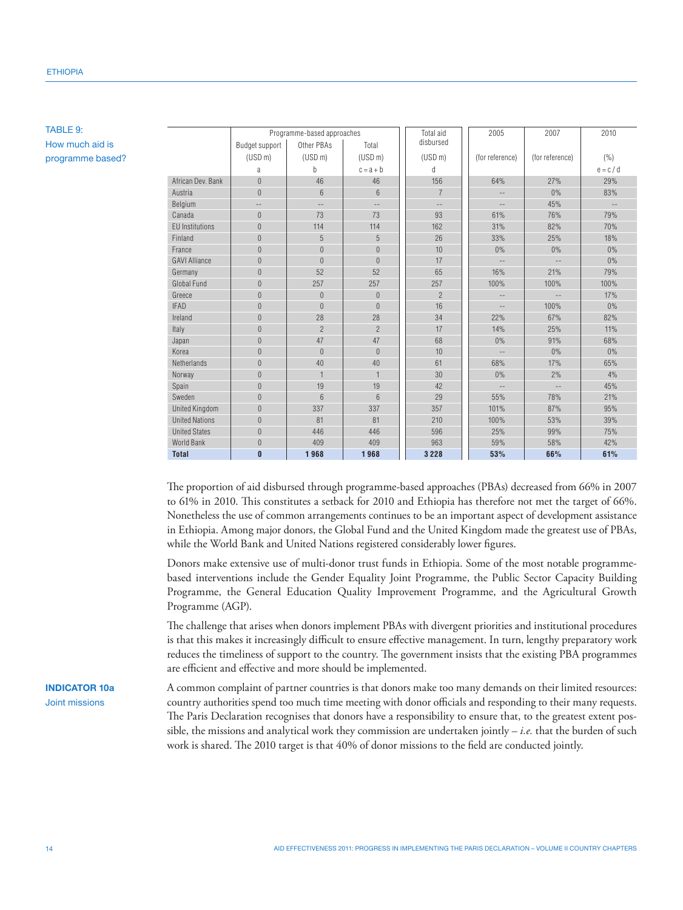TABLE 9:
How much aid is programme based?

| | Programme-based approaches | | | Total aid disbursed | 2005 | 2007 | 2010 |
|---|---|---|---|---|---|---|---|
| | Budget support (USD m) | Other PBAs (USD m) | Total (USD m) | (USD m) | (for reference) | (for reference) | (%) |
| | a | b | c = a + b | d | | | e = c / d |
| African Dev. Bank | 0 | 46 | 46 | 156 | 64% | 27% | 29% |
| Austria | 0 | 6 | 6 | 7 | -- | 0% | 83% |
| Belgium | -- | -- | -- | -- | -- | 45% | -- |
| Canada | 0 | 73 | 73 | 93 | 61% | 76% | 79% |
| EU Institutions | 0 | 114 | 114 | 162 | 31% | 82% | 70% |
| Finland | 0 | 5 | 5 | 26 | 33% | 25% | 18% |
| France | 0 | 0 | 0 | 10 | 0% | 0% | 0% |
| GAVI Alliance | 0 | 0 | 0 | 17 | -- | -- | 0% |
| Germany | 0 | 52 | 52 | 65 | 16% | 21% | 79% |
| Global Fund | 0 | 257 | 257 | 257 | 100% | 100% | 100% |
| Greece | 0 | 0 | 0 | 2 | -- | -- | 17% |
| IFAD | 0 | 0 | 0 | 16 | -- | 100% | 0% |
| Ireland | 0 | 28 | 28 | 34 | 22% | 67% | 82% |
| Italy | 0 | 2 | 2 | 17 | 14% | 25% | 11% |
| Japan | 0 | 47 | 47 | 68 | 0% | 91% | 68% |
| Korea | 0 | 0 | 0 | 10 | -- | 0% | 0% |
| Netherlands | 0 | 40 | 40 | 61 | 68% | 17% | 65% |
| Norway | 0 | 1 | 1 | 30 | 0% | 2% | 4% |
| Spain | 0 | 19 | 19 | 42 | -- | -- | 45% |
| Sweden | 0 | 6 | 6 | 29 | 55% | 78% | 21% |
| United Kingdom | 0 | 337 | 337 | 357 | 101% | 87% | 95% |
| United Nations | 0 | 81 | 81 | 210 | 100% | 53% | 39% |
| United States | 0 | 446 | 446 | 596 | 25% | 99% | 75% |
| World Bank | 0 | 409 | 409 | 963 | 59% | 58% | 42% |
| **Total** | **0** | **1 968** | **1 968** | **3 228** | **53%** | **66%** | **61%** |

The proportion of aid disbursed through programme-based approaches (PBAs) decreased from 66% in 2007 to 61% in 2010. This constitutes a setback for 2010 and Ethiopia has therefore not met the target of 66%. Nonetheless the use of common arrangements continues to be an important aspect of development assistance in Ethiopia. Among major donors, the Global Fund and the United Kingdom made the greatest use of PBAs, while the World Bank and United Nations registered considerably lower figures.

Donors make extensive use of multi-donor trust funds in Ethiopia. Some of the most notable programme-based interventions include the Gender Equality Joint Programme, the Public Sector Capacity Building Programme, the General Education Quality Improvement Programme, and the Agricultural Growth Programme (AGP).

The challenge that arises when donors implement PBAs with divergent priorities and institutional procedures is that this makes it increasingly difficult to ensure effective management. In turn, lengthy preparatory work reduces the timeliness of support to the country. The government insists that the existing PBA programmes are efficient and effective and more should be implemented.

## INDICATOR 10a
Joint missions

A common complaint of partner countries is that donors make too many demands on their limited resources: country authorities spend too much time meeting with donor officials and responding to their many requests. The Paris Declaration recognises that donors have a responsibility to ensure that, to the greatest extent possible, the missions and analytical work they commission are undertaken jointly – *i.e.* that the burden of such work is shared. The 2010 target is that 40% of donor missions to the field are conducted jointly.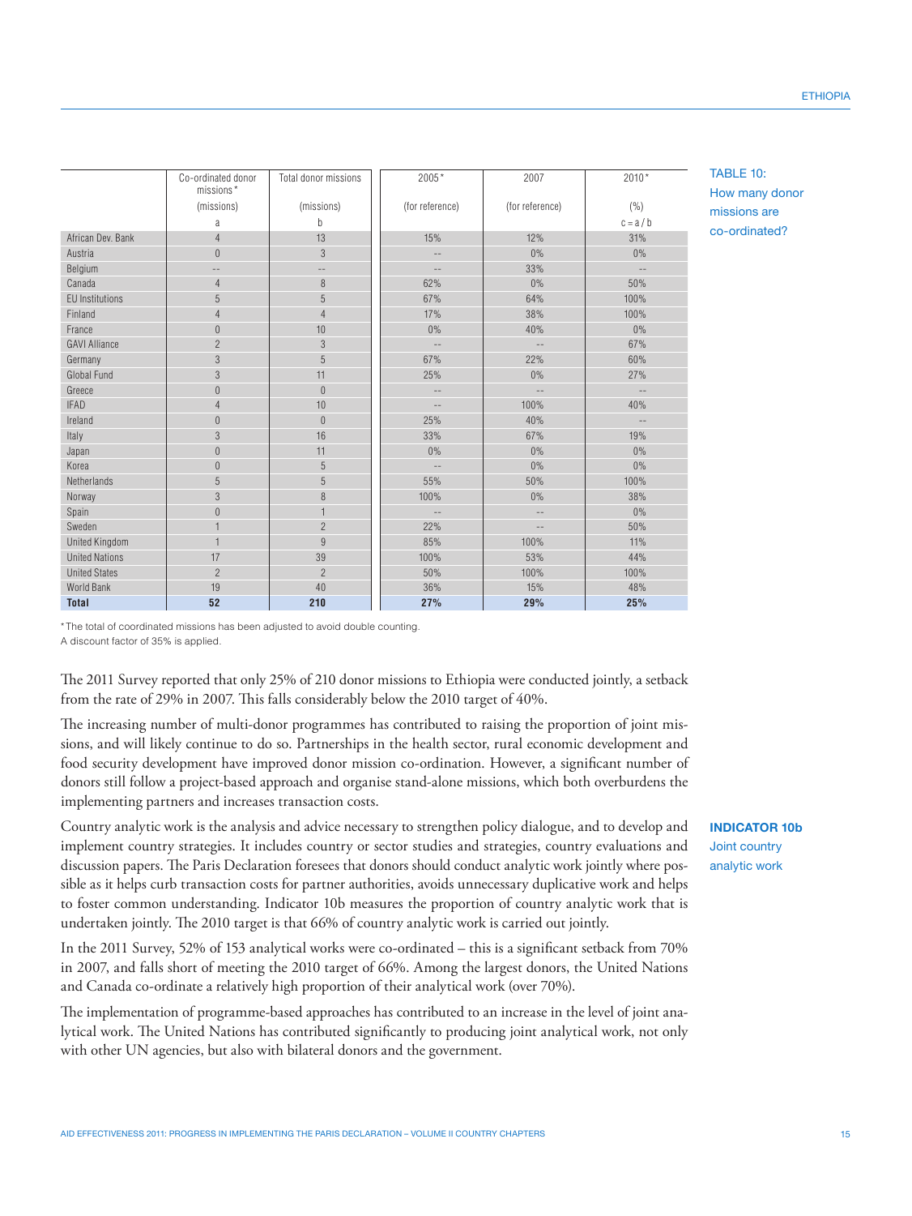TABLE 10: How many donor missions are co-ordinated?

| | Co-ordinated donor missions* | Total donor missions | 2005* | 2007 | 2010* |
|---|---|---|---|---|---|
| | (missions) | (missions) | (for reference) | (for reference) | (%) |
| | a | b | | | c = a / b |
| African Dev. Bank | 4 | 13 | 15% | 12% | 31% |
| Austria | 0 | 3 | -- | 0% | 0% |
| Belgium | -- | -- | -- | 33% | -- |
| Canada | 4 | 8 | 62% | 0% | 50% |
| EU Institutions | 5 | 5 | 67% | 64% | 100% |
| Finland | 4 | 4 | 17% | 38% | 100% |
| France | 0 | 10 | 0% | 40% | 0% |
| GAVI Alliance | 2 | 3 | -- | -- | 67% |
| Germany | 3 | 5 | 67% | 22% | 60% |
| Global Fund | 3 | 11 | 25% | 0% | 27% |
| Greece | 0 | 0 | -- | -- | -- |
| IFAD | 4 | 10 | -- | 100% | 40% |
| Ireland | 0 | 0 | 25% | 40% | -- |
| Italy | 3 | 16 | 33% | 67% | 19% |
| Japan | 0 | 11 | 0% | 0% | 0% |
| Korea | 0 | 5 | -- | 0% | 0% |
| Netherlands | 5 | 5 | 55% | 50% | 100% |
| Norway | 3 | 8 | 100% | 0% | 38% |
| Spain | 0 | 1 | -- | -- | 0% |
| Sweden | 1 | 2 | 22% | -- | 50% |
| United Kingdom | 1 | 9 | 85% | 100% | 11% |
| United Nations | 17 | 39 | 100% | 53% | 44% |
| United States | 2 | 2 | 50% | 100% | 100% |
| World Bank | 19 | 40 | 36% | 15% | 48% |
| **Total** | **52** | **210** | **27%** | **29%** | **25%** |

*The total of coordinated missions has been adjusted to avoid double counting.
A discount factor of 35% is applied.

The 2011 Survey reported that only 25% of 210 donor missions to Ethiopia were conducted jointly, a setback from the rate of 29% in 2007. This falls considerably below the 2010 target of 40%.

The increasing number of multi-donor programmes has contributed to raising the proportion of joint missions, and will likely continue to do so. Partnerships in the health sector, rural economic development and food security development have improved donor mission co-ordination. However, a significant number of donors still follow a project-based approach and organise stand-alone missions, which both overburdens the implementing partners and increases transaction costs.

**INDICATOR 10b**
Joint country analytic work

Country analytic work is the analysis and advice necessary to strengthen policy dialogue, and to develop and implement country strategies. It includes country or sector studies and strategies, country evaluations and discussion papers. The Paris Declaration foresees that donors should conduct analytic work jointly where possible as it helps curb transaction costs for partner authorities, avoids unnecessary duplicative work and helps to foster common understanding. Indicator 10b measures the proportion of country analytic work that is undertaken jointly. The 2010 target is that 66% of country analytic work is carried out jointly.

In the 2011 Survey, 52% of 153 analytical works were co-ordinated – this is a significant setback from 70% in 2007, and falls short of meeting the 2010 target of 66%. Among the largest donors, the United Nations and Canada co-ordinate a relatively high proportion of their analytical work (over 70%).

The implementation of programme-based approaches has contributed to an increase in the level of joint analytical work. The United Nations has contributed significantly to producing joint analytical work, not only with other UN agencies, but also with bilateral donors and the government.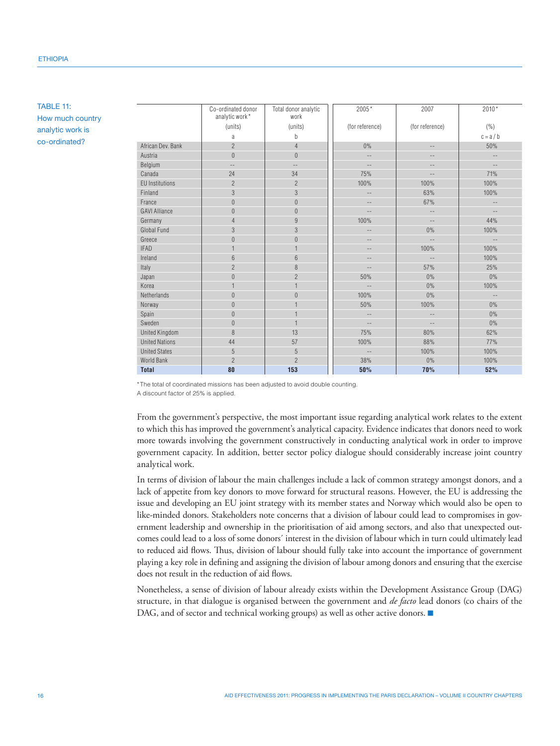TABLE 11: How much country analytic work is co-ordinated?

| | Co-ordinated donor analytic work* (units) | Total donor analytic work (units) | 2005* (for reference) | 2007 (for reference) | 2010* (%) |
|---|---|---|---|---|---|
| | a | b | | | c = a / b |
| African Dev. Bank | 2 | 4 | 0% | -- | 50% |
| Austria | 0 | 0 | -- | -- | -- |
| Belgium | -- | -- | -- | -- | -- |
| Canada | 24 | 34 | 75% | -- | 71% |
| EU Institutions | 2 | 2 | 100% | 100% | 100% |
| Finland | 3 | 3 | -- | 63% | 100% |
| France | 0 | 0 | -- | 67% | -- |
| GAVI Alliance | 0 | 0 | -- | -- | -- |
| Germany | 4 | 9 | 100% | -- | 44% |
| Global Fund | 3 | 3 | -- | 0% | 100% |
| Greece | 0 | 0 | -- | -- | -- |
| IFAD | 1 | 1 | -- | 100% | 100% |
| Ireland | 6 | 6 | -- | -- | 100% |
| Italy | 2 | 8 | -- | 57% | 25% |
| Japan | 0 | 2 | 50% | 0% | 0% |
| Korea | 1 | 1 | -- | 0% | 100% |
| Netherlands | 0 | 0 | 100% | 0% | -- |
| Norway | 0 | 1 | 50% | 100% | 0% |
| Spain | 0 | 1 | -- | -- | 0% |
| Sweden | 0 | 1 | -- | -- | 0% |
| United Kingdom | 8 | 13 | 75% | 80% | 62% |
| United Nations | 44 | 57 | 100% | 88% | 77% |
| United States | 5 | 5 | -- | 100% | 100% |
| World Bank | 2 | 2 | 38% | 0% | 100% |
| **Total** | **80** | **153** | **50%** | **70%** | **52%** |

*The total of coordinated missions has been adjusted to avoid double counting.
A discount factor of 25% is applied.

From the government's perspective, the most important issue regarding analytical work relates to the extent to which this has improved the government's analytical capacity. Evidence indicates that donors need to work more towards involving the government constructively in conducting analytical work in order to improve government capacity. In addition, better sector policy dialogue should considerably increase joint country analytical work.

In terms of division of labour the main challenges include a lack of common strategy amongst donors, and a lack of appetite from key donors to move forward for structural reasons. However, the EU is addressing the issue and developing an EU joint strategy with its member states and Norway which would also be open to like-minded donors. Stakeholders note concerns that a division of labour could lead to compromises in government leadership and ownership in the prioritisation of aid among sectors, and also that unexpected outcomes could lead to a loss of some donors′ interest in the division of labour which in turn could ultimately lead to reduced aid flows. Thus, division of labour should fully take into account the importance of government playing a key role in defining and assigning the division of labour among donors and ensuring that the exercise does not result in the reduction of aid flows.

Nonetheless, a sense of division of labour already exists within the Development Assistance Group (DAG) structure, in that dialogue is organised between the government and *de facto* lead donors (co chairs of the DAG, and of sector and technical working groups) as well as other active donors. ■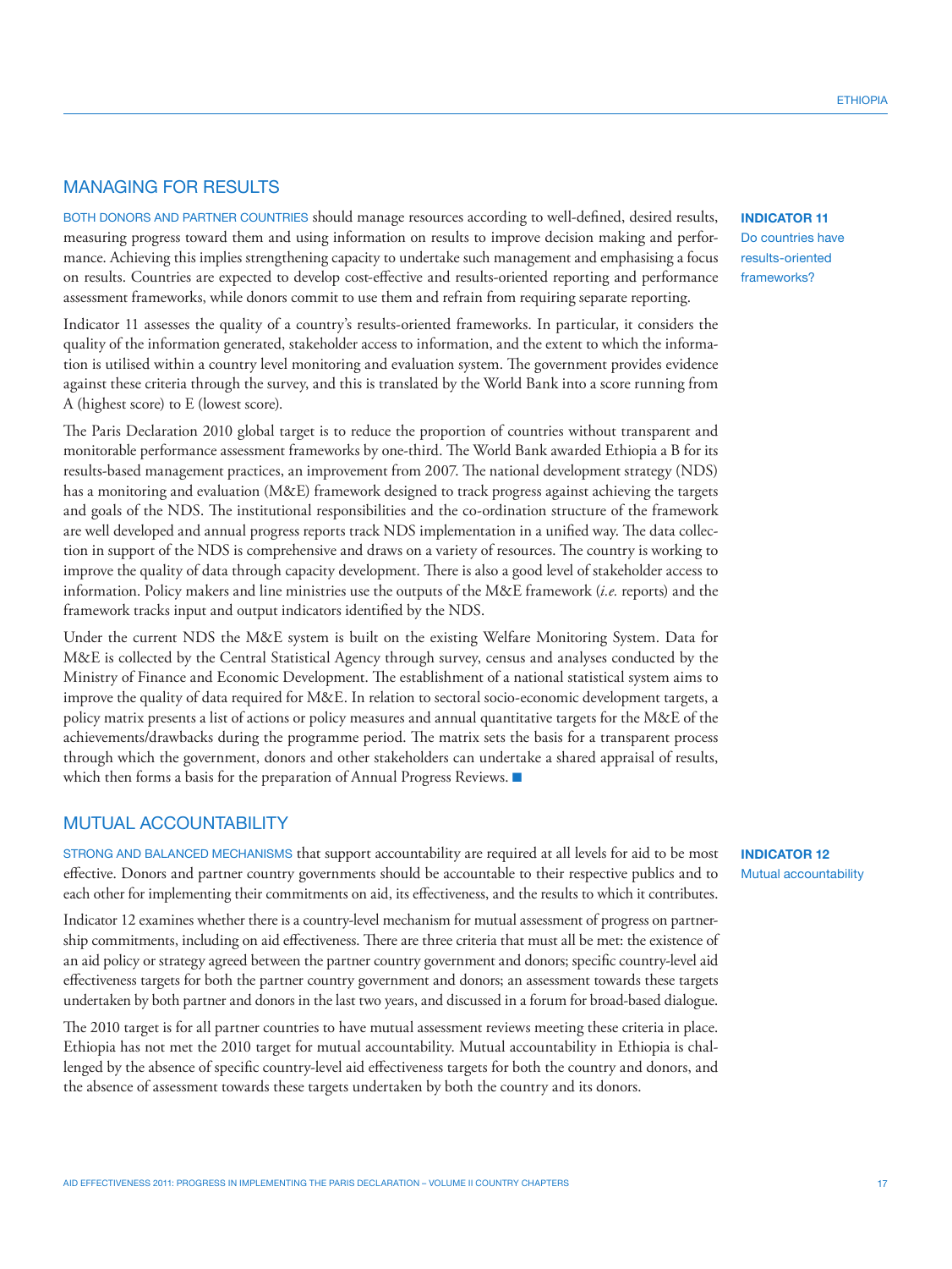## MANAGING FOR RESULTS

**INDICATOR 11**
Do countries have results-oriented frameworks?

BOTH DONORS AND PARTNER COUNTRIES should manage resources according to well-defined, desired results, measuring progress toward them and using information on results to improve decision making and performance. Achieving this implies strengthening capacity to undertake such management and emphasising a focus on results. Countries are expected to develop cost-effective and results-oriented reporting and performance assessment frameworks, while donors commit to use them and refrain from requiring separate reporting.

Indicator 11 assesses the quality of a country's results-oriented frameworks. In particular, it considers the quality of the information generated, stakeholder access to information, and the extent to which the information is utilised within a country level monitoring and evaluation system. The government provides evidence against these criteria through the survey, and this is translated by the World Bank into a score running from A (highest score) to E (lowest score).

The Paris Declaration 2010 global target is to reduce the proportion of countries without transparent and monitorable performance assessment frameworks by one-third. The World Bank awarded Ethiopia a B for its results-based management practices, an improvement from 2007. The national development strategy (NDS) has a monitoring and evaluation (M&E) framework designed to track progress against achieving the targets and goals of the NDS. The institutional responsibilities and the co-ordination structure of the framework are well developed and annual progress reports track NDS implementation in a unified way. The data collection in support of the NDS is comprehensive and draws on a variety of resources. The country is working to improve the quality of data through capacity development. There is also a good level of stakeholder access to information. Policy makers and line ministries use the outputs of the M&E framework (*i.e.* reports) and the framework tracks input and output indicators identified by the NDS.

Under the current NDS the M&E system is built on the existing Welfare Monitoring System. Data for M&E is collected by the Central Statistical Agency through survey, census and analyses conducted by the Ministry of Finance and Economic Development. The establishment of a national statistical system aims to improve the quality of data required for M&E. In relation to sectoral socio-economic development targets, a policy matrix presents a list of actions or policy measures and annual quantitative targets for the M&E of the achievements/drawbacks during the programme period. The matrix sets the basis for a transparent process through which the government, donors and other stakeholders can undertake a shared appraisal of results, which then forms a basis for the preparation of Annual Progress Reviews. ■

## MUTUAL ACCOUNTABILITY

**INDICATOR 12**
Mutual accountability

STRONG AND BALANCED MECHANISMS that support accountability are required at all levels for aid to be most effective. Donors and partner country governments should be accountable to their respective publics and to each other for implementing their commitments on aid, its effectiveness, and the results to which it contributes.

Indicator 12 examines whether there is a country-level mechanism for mutual assessment of progress on partnership commitments, including on aid effectiveness. There are three criteria that must all be met: the existence of an aid policy or strategy agreed between the partner country government and donors; specific country-level aid effectiveness targets for both the partner country government and donors; an assessment towards these targets undertaken by both partner and donors in the last two years, and discussed in a forum for broad-based dialogue.

The 2010 target is for all partner countries to have mutual assessment reviews meeting these criteria in place. Ethiopia has not met the 2010 target for mutual accountability. Mutual accountability in Ethiopia is challenged by the absence of specific country-level aid effectiveness targets for both the country and donors, and the absence of assessment towards these targets undertaken by both the country and its donors.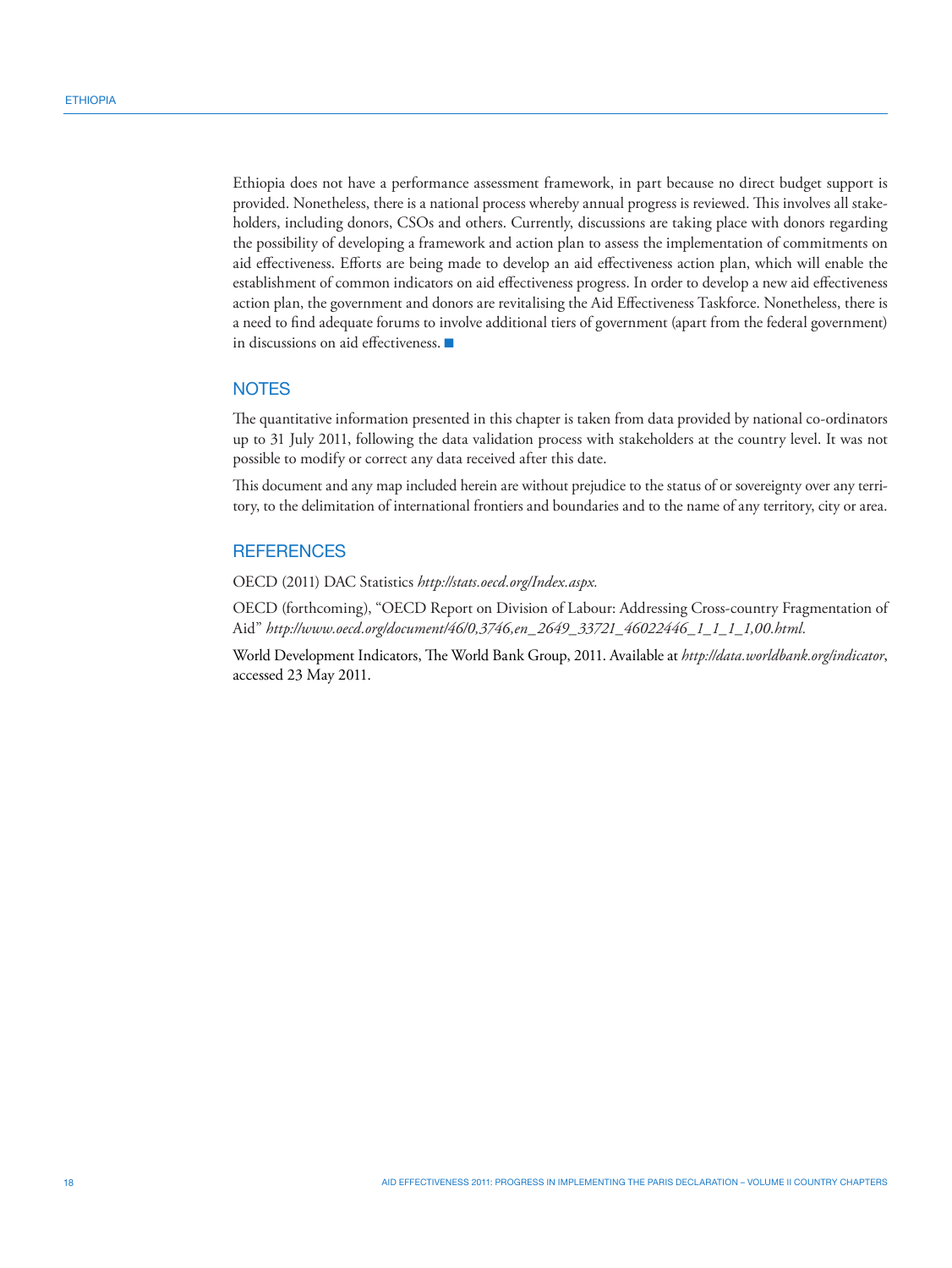Ethiopia does not have a performance assessment framework, in part because no direct budget support is provided. Nonetheless, there is a national process whereby annual progress is reviewed. This involves all stakeholders, including donors, CSOs and others. Currently, discussions are taking place with donors regarding the possibility of developing a framework and action plan to assess the implementation of commitments on aid effectiveness. Efforts are being made to develop an aid effectiveness action plan, which will enable the establishment of common indicators on aid effectiveness progress. In order to develop a new aid effectiveness action plan, the government and donors are revitalising the Aid Effectiveness Taskforce. Nonetheless, there is a need to find adequate forums to involve additional tiers of government (apart from the federal government) in discussions on aid effectiveness. ■

## NOTES

The quantitative information presented in this chapter is taken from data provided by national co-ordinators up to 31 July 2011, following the data validation process with stakeholders at the country level. It was not possible to modify or correct any data received after this date.

This document and any map included herein are without prejudice to the status of or sovereignty over any territory, to the delimitation of international frontiers and boundaries and to the name of any territory, city or area.

## REFERENCES

OECD (2011) DAC Statistics *http://stats.oecd.org/Index.aspx.*

OECD (forthcoming), "OECD Report on Division of Labour: Addressing Cross-country Fragmentation of Aid" *http://www.oecd.org/document/46/0,3746,en_2649_33721_46022446_1_1_1_1,00.html.*

World Development Indicators, The World Bank Group, 2011. Available at *http://data.worldbank.org/indicator*, accessed 23 May 2011.